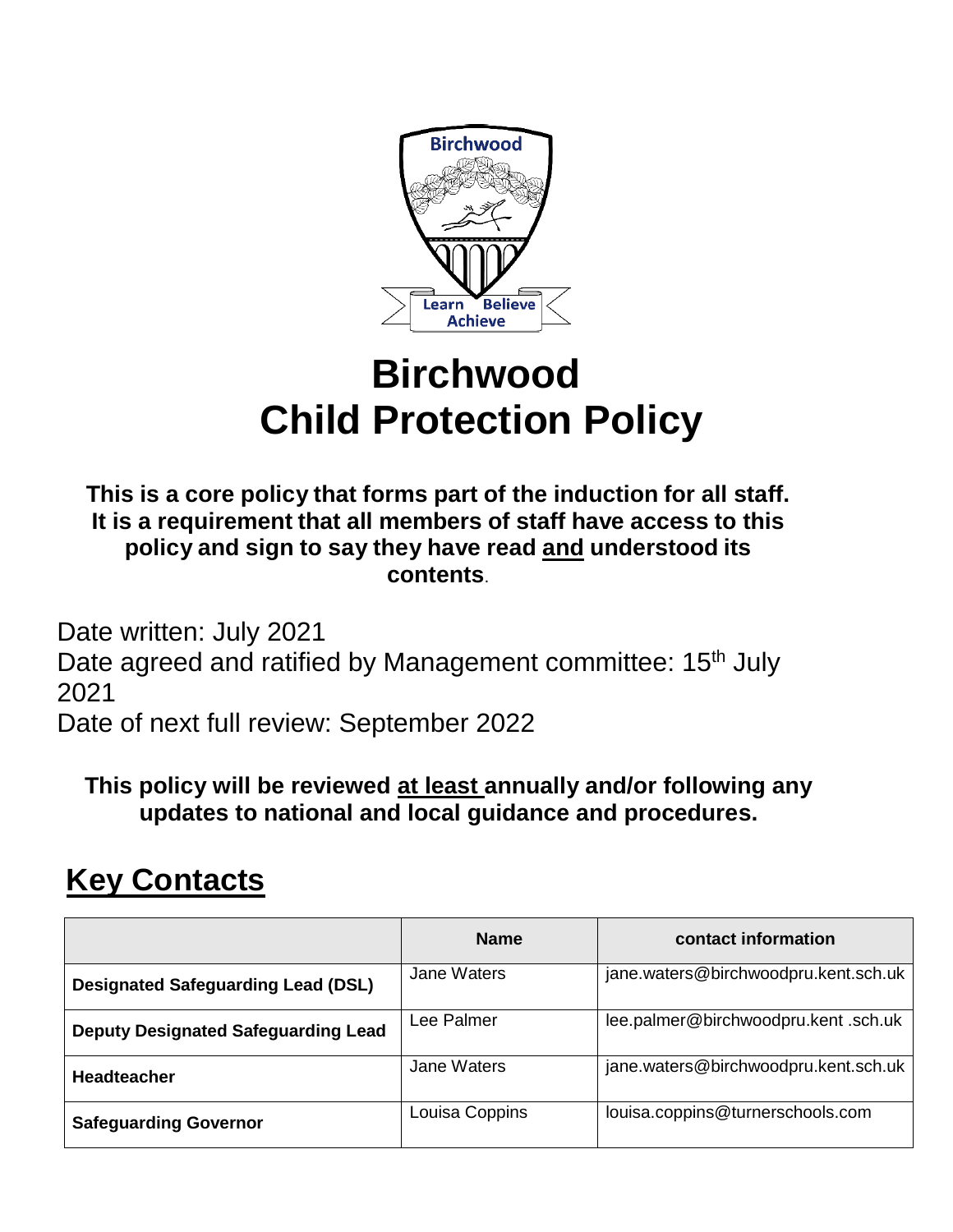# Birchwood
# Child Protection Policy

**This is a core policy that forms part of the induction for all staff. It is a requirement that all members of staff have access to this policy and sign to say they have read <u>and</u> understood its contents**.

Date written: July 2021

Date agreed and ratified by Management committee: 15th July 2021

Date of next full review: September 2022

**This policy will be reviewed <u>at least</u> annually and/or following any updates to national and local guidance and procedures.**

## Key Contacts

| | Name | contact information |
|---|---|---|
| **Designated Safeguarding Lead (DSL)** | Jane Waters | jane.waters@birchwoodpru.kent.sch.uk |
| **Deputy Designated Safeguarding Lead** | Lee Palmer | lee.palmer@birchwoodpru.kent .sch.uk |
| **Headteacher** | Jane Waters | jane.waters@birchwoodpru.kent.sch.uk |
| **Safeguarding Governor** | Louisa Coppins | louisa.coppins@turnerschools.com |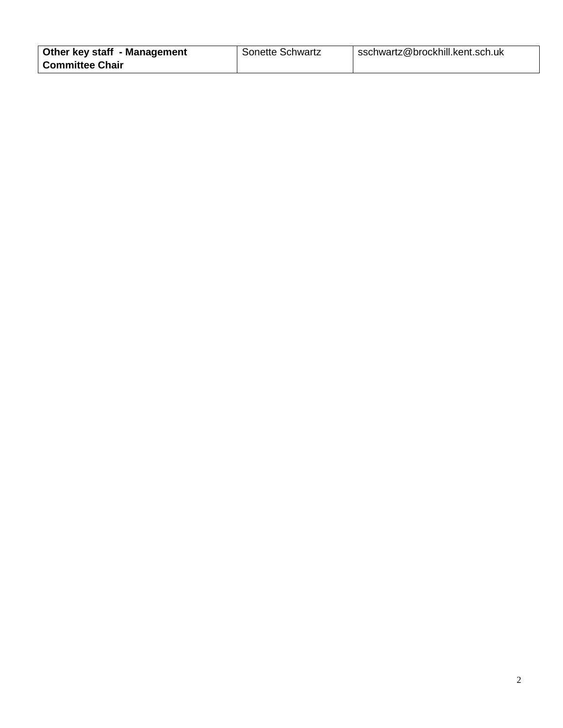| **Other key staff - Management Committee Chair** | Sonette Schwartz | sschwartz@brockhill.kent.sch.uk |
| --- | --- | --- |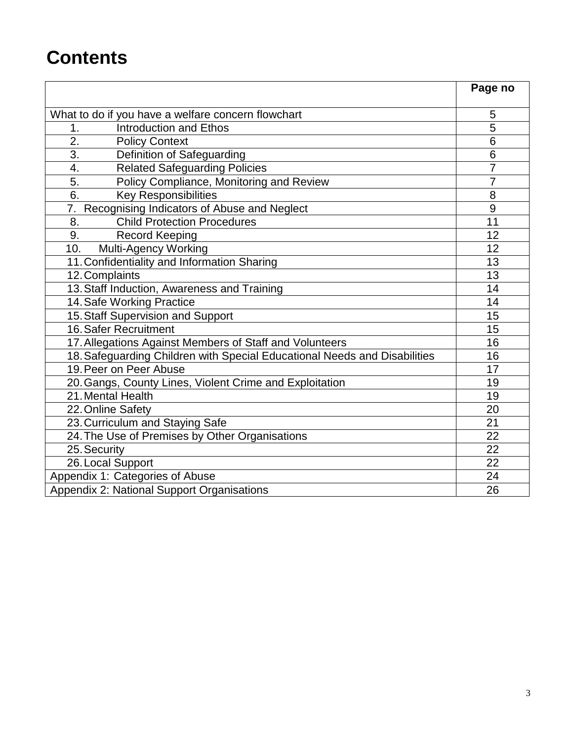# Contents

| | Page no |
|---|---|
| What to do if you have a welfare concern flowchart | 5 |
| 1. Introduction and Ethos | 5 |
| 2. Policy Context | 6 |
| 3. Definition of Safeguarding | 6 |
| 4. Related Safeguarding Policies | 7 |
| 5. Policy Compliance, Monitoring and Review | 7 |
| 6. Key Responsibilities | 8 |
| 7. Recognising Indicators of Abuse and Neglect | 9 |
| 8. Child Protection Procedures | 11 |
| 9. Record Keeping | 12 |
| 10. Multi-Agency Working | 12 |
| 11. Confidentiality and Information Sharing | 13 |
| 12. Complaints | 13 |
| 13. Staff Induction, Awareness and Training | 14 |
| 14. Safe Working Practice | 14 |
| 15. Staff Supervision and Support | 15 |
| 16. Safer Recruitment | 15 |
| 17. Allegations Against Members of Staff and Volunteers | 16 |
| 18. Safeguarding Children with Special Educational Needs and Disabilities | 16 |
| 19. Peer on Peer Abuse | 17 |
| 20. Gangs, County Lines, Violent Crime and Exploitation | 19 |
| 21. Mental Health | 19 |
| 22. Online Safety | 20 |
| 23. Curriculum and Staying Safe | 21 |
| 24. The Use of Premises by Other Organisations | 22 |
| 25. Security | 22 |
| 26. Local Support | 22 |
| Appendix 1: Categories of Abuse | 24 |
| Appendix 2: National Support Organisations | 26 |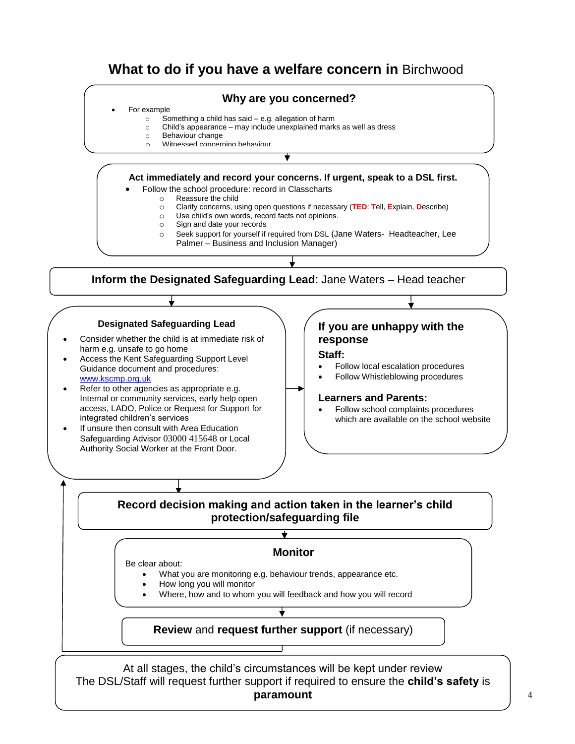# What to do if you have a welfare concern in Birchwood

## Why are you concerned?

- For example
  - Something a child has said – e.g. allegation of harm
  - Child's appearance – may include unexplained marks as well as dress
  - Behaviour change
  - Witnessed concerning behaviour

**Act immediately and record your concerns. If urgent, speak to a DSL first.**

- Follow the school procedure: record in Classcharts
  - Reassure the child
  - Clarify concerns, using open questions if necessary (**TED**: **T**ell, **E**xplain, **D**escribe)
  - Use child's own words, record facts not opinions.
  - Sign and date your records
  - Seek support for yourself if required from DSL (Jane Waters- Headteacher, Lee Palmer – Business and Inclusion Manager)

**Inform the Designated Safeguarding Lead**: Jane Waters – Head teacher

**Designated Safeguarding Lead**

- Consider whether the child is at immediate risk of harm e.g. unsafe to go home
- Access the Kent Safeguarding Support Level Guidance document and procedures: www.kscmp.org.uk
- Refer to other agencies as appropriate e.g. Internal or community services, early help open access, LADO, Police or Request for Support for integrated children's services
- If unsure then consult with Area Education Safeguarding Advisor 03000 415648 or Local Authority Social Worker at the Front Door.

**If you are unhappy with the response**

**Staff:**

- Follow local escalation procedures
- Follow Whistleblowing procedures

**Learners and Parents:**

- Follow school complaints procedures which are available on the school website

**Record decision making and action taken in the learner's child protection/safeguarding file**

## Monitor

Be clear about:

- What you are monitoring e.g. behaviour trends, appearance etc.
- How long you will monitor
- Where, how and to whom you will feedback and how you will record

**Review** and **request further support** (if necessary)

At all stages, the child's circumstances will be kept under review
The DSL/Staff will request further support if required to ensure the **child's safety** is **paramount**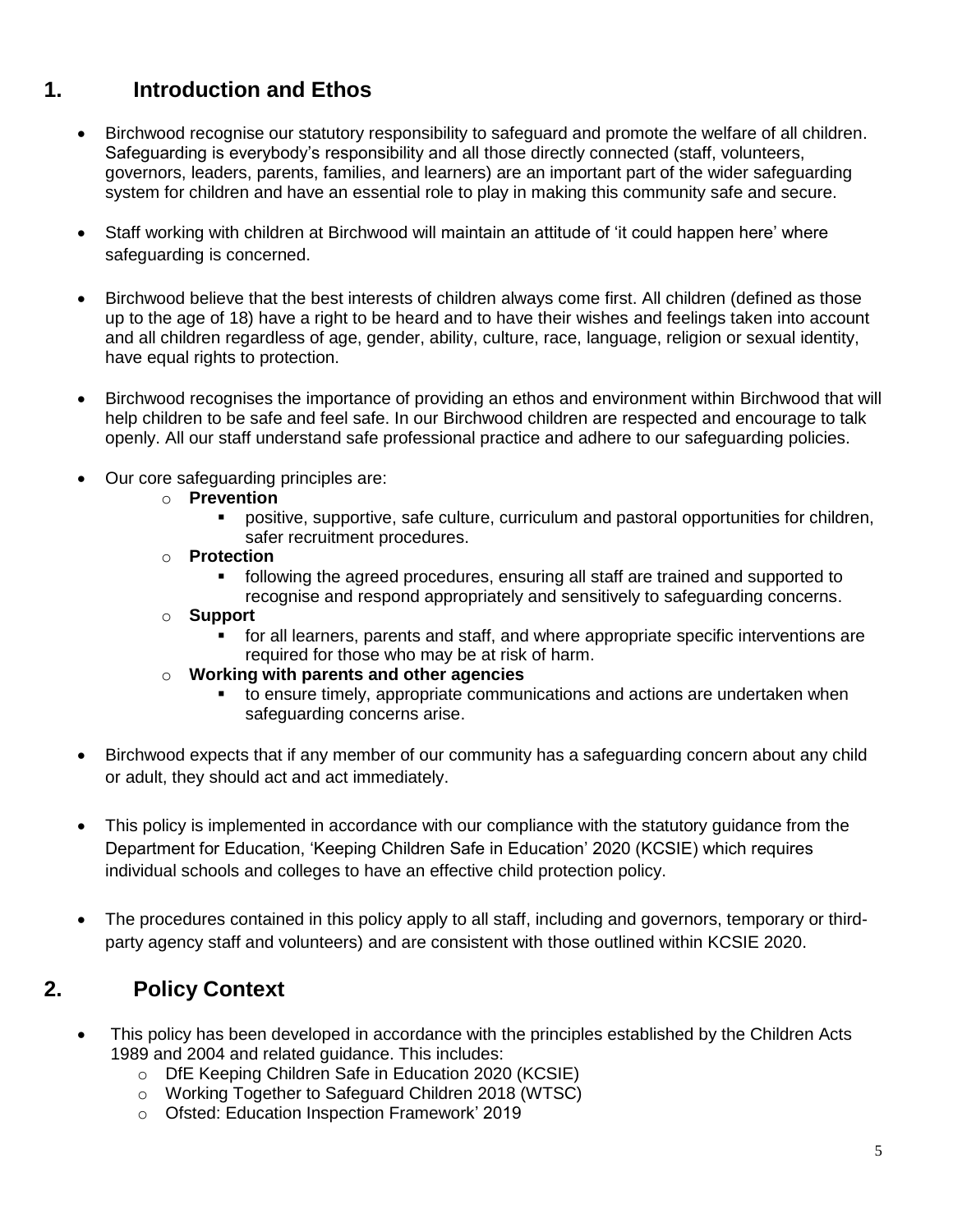## 1. Introduction and Ethos

- Birchwood recognise our statutory responsibility to safeguard and promote the welfare of all children. Safeguarding is everybody's responsibility and all those directly connected (staff, volunteers, governors, leaders, parents, families, and learners) are an important part of the wider safeguarding system for children and have an essential role to play in making this community safe and secure.

- Staff working with children at Birchwood will maintain an attitude of 'it could happen here' where safeguarding is concerned.

- Birchwood believe that the best interests of children always come first. All children (defined as those up to the age of 18) have a right to be heard and to have their wishes and feelings taken into account and all children regardless of age, gender, ability, culture, race, language, religion or sexual identity, have equal rights to protection.

- Birchwood recognises the importance of providing an ethos and environment within Birchwood that will help children to be safe and feel safe. In our Birchwood children are respected and encourage to talk openly. All our staff understand safe professional practice and adhere to our safeguarding policies.

- Our core safeguarding principles are:
  - **Prevention**
    - positive, supportive, safe culture, curriculum and pastoral opportunities for children, safer recruitment procedures.
  - **Protection**
    - following the agreed procedures, ensuring all staff are trained and supported to recognise and respond appropriately and sensitively to safeguarding concerns.
  - **Support**
    - for all learners, parents and staff, and where appropriate specific interventions are required for those who may be at risk of harm.
  - **Working with parents and other agencies**
    - to ensure timely, appropriate communications and actions are undertaken when safeguarding concerns arise.

- Birchwood expects that if any member of our community has a safeguarding concern about any child or adult, they should act and act immediately.

- This policy is implemented in accordance with our compliance with the statutory guidance from the Department for Education, 'Keeping Children Safe in Education' 2020 (KCSIE) which requires individual schools and colleges to have an effective child protection policy.

- The procedures contained in this policy apply to all staff, including and governors, temporary or third-party agency staff and volunteers) and are consistent with those outlined within KCSIE 2020.

## 2. Policy Context

- This policy has been developed in accordance with the principles established by the Children Acts 1989 and 2004 and related guidance. This includes:
  - DfE Keeping Children Safe in Education 2020 (KCSIE)
  - Working Together to Safeguard Children 2018 (WTSC)
  - Ofsted: Education Inspection Framework' 2019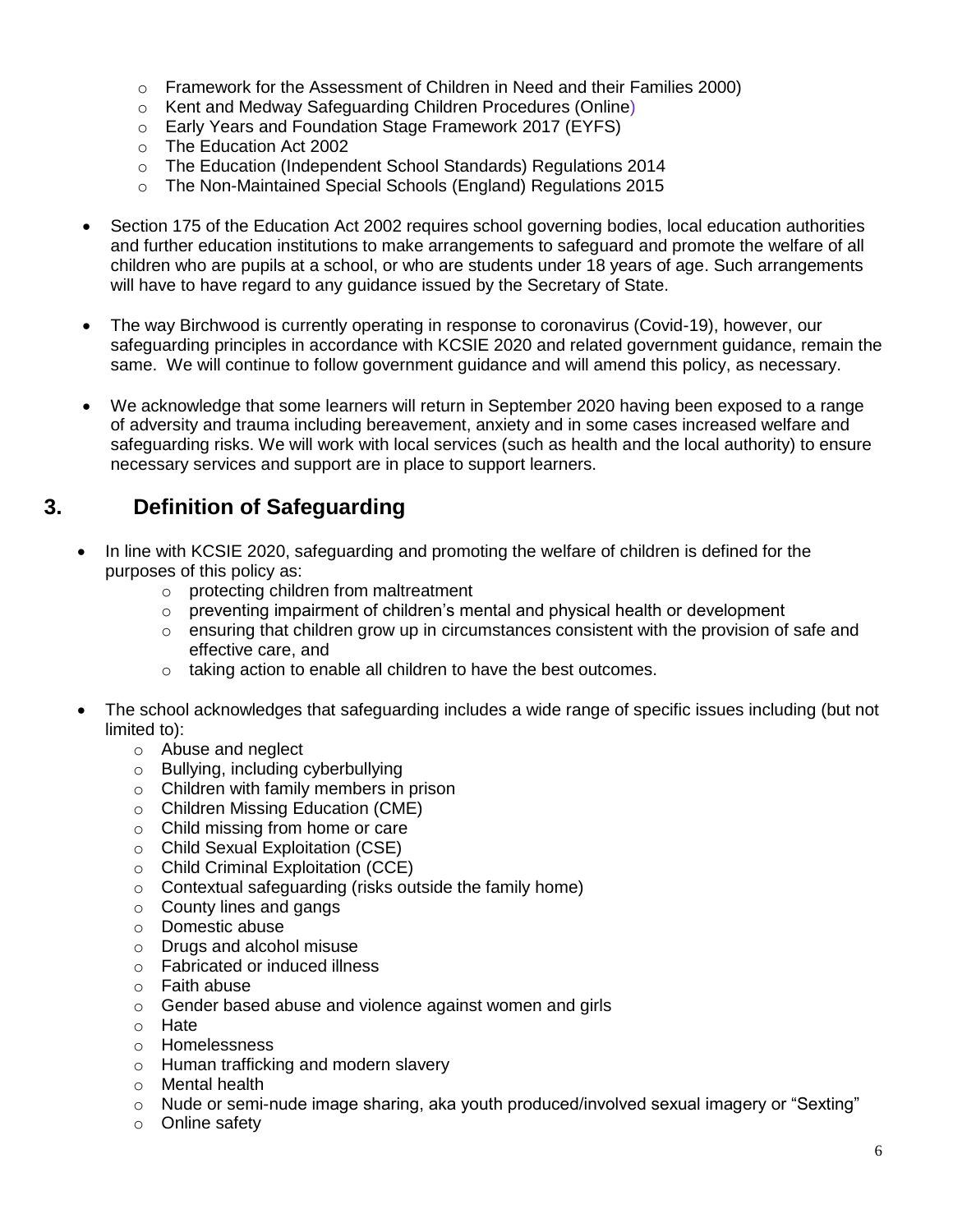- Framework for the Assessment of Children in Need and their Families 2000)
    - Kent and Medway Safeguarding Children Procedures (Online)
    - Early Years and Foundation Stage Framework 2017 (EYFS)
    - The Education Act 2002
    - The Education (Independent School Standards) Regulations 2014
    - The Non-Maintained Special Schools (England) Regulations 2015

- Section 175 of the Education Act 2002 requires school governing bodies, local education authorities and further education institutions to make arrangements to safeguard and promote the welfare of all children who are pupils at a school, or who are students under 18 years of age. Such arrangements will have to have regard to any guidance issued by the Secretary of State.

- The way Birchwood is currently operating in response to coronavirus (Covid-19), however, our safeguarding principles in accordance with KCSIE 2020 and related government guidance, remain the same. We will continue to follow government guidance and will amend this policy, as necessary.

- We acknowledge that some learners will return in September 2020 having been exposed to a range of adversity and trauma including bereavement, anxiety and in some cases increased welfare and safeguarding risks. We will work with local services (such as health and the local authority) to ensure necessary services and support are in place to support learners.

## 3. Definition of Safeguarding

- In line with KCSIE 2020, safeguarding and promoting the welfare of children is defined for the purposes of this policy as:
    - protecting children from maltreatment
    - preventing impairment of children's mental and physical health or development
    - ensuring that children grow up in circumstances consistent with the provision of safe and effective care, and
    - taking action to enable all children to have the best outcomes.

- The school acknowledges that safeguarding includes a wide range of specific issues including (but not limited to):
    - Abuse and neglect
    - Bullying, including cyberbullying
    - Children with family members in prison
    - Children Missing Education (CME)
    - Child missing from home or care
    - Child Sexual Exploitation (CSE)
    - Child Criminal Exploitation (CCE)
    - Contextual safeguarding (risks outside the family home)
    - County lines and gangs
    - Domestic abuse
    - Drugs and alcohol misuse
    - Fabricated or induced illness
    - Faith abuse
    - Gender based abuse and violence against women and girls
    - Hate
    - Homelessness
    - Human trafficking and modern slavery
    - Mental health
    - Nude or semi-nude image sharing, aka youth produced/involved sexual imagery or "Sexting"
    - Online safety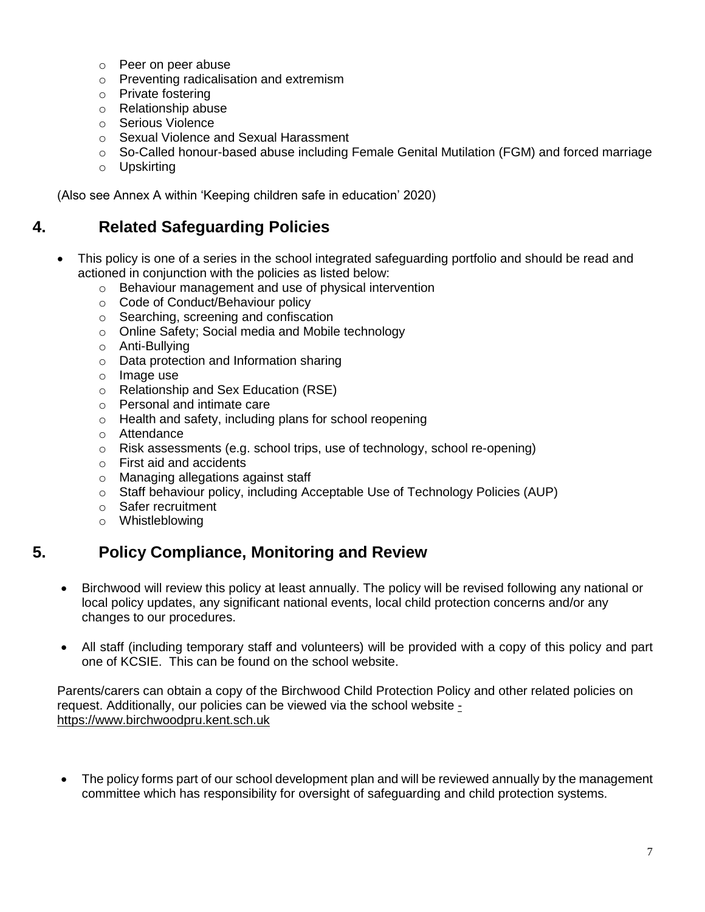- Peer on peer abuse
- Preventing radicalisation and extremism
- Private fostering
- Relationship abuse
- Serious Violence
- Sexual Violence and Sexual Harassment
- So-Called honour-based abuse including Female Genital Mutilation (FGM) and forced marriage
- Upskirting

(Also see Annex A within 'Keeping children safe in education' 2020)

## 4. Related Safeguarding Policies

- This policy is one of a series in the school integrated safeguarding portfolio and should be read and actioned in conjunction with the policies as listed below:
  - Behaviour management and use of physical intervention
  - Code of Conduct/Behaviour policy
  - Searching, screening and confiscation
  - Online Safety; Social media and Mobile technology
  - Anti-Bullying
  - Data protection and Information sharing
  - Image use
  - Relationship and Sex Education (RSE)
  - Personal and intimate care
  - Health and safety, including plans for school reopening
  - Attendance
  - Risk assessments (e.g. school trips, use of technology, school re-opening)
  - First aid and accidents
  - Managing allegations against staff
  - Staff behaviour policy, including Acceptable Use of Technology Policies (AUP)
  - Safer recruitment
  - Whistleblowing

## 5. Policy Compliance, Monitoring and Review

- Birchwood will review this policy at least annually. The policy will be revised following any national or local policy updates, any significant national events, local child protection concerns and/or any changes to our procedures.
- All staff (including temporary staff and volunteers) will be provided with a copy of this policy and part one of KCSIE. This can be found on the school website.

Parents/carers can obtain a copy of the Birchwood Child Protection Policy and other related policies on request. Additionally, our policies can be viewed via the school website - https://www.birchwoodpru.kent.sch.uk

- The policy forms part of our school development plan and will be reviewed annually by the management committee which has responsibility for oversight of safeguarding and child protection systems.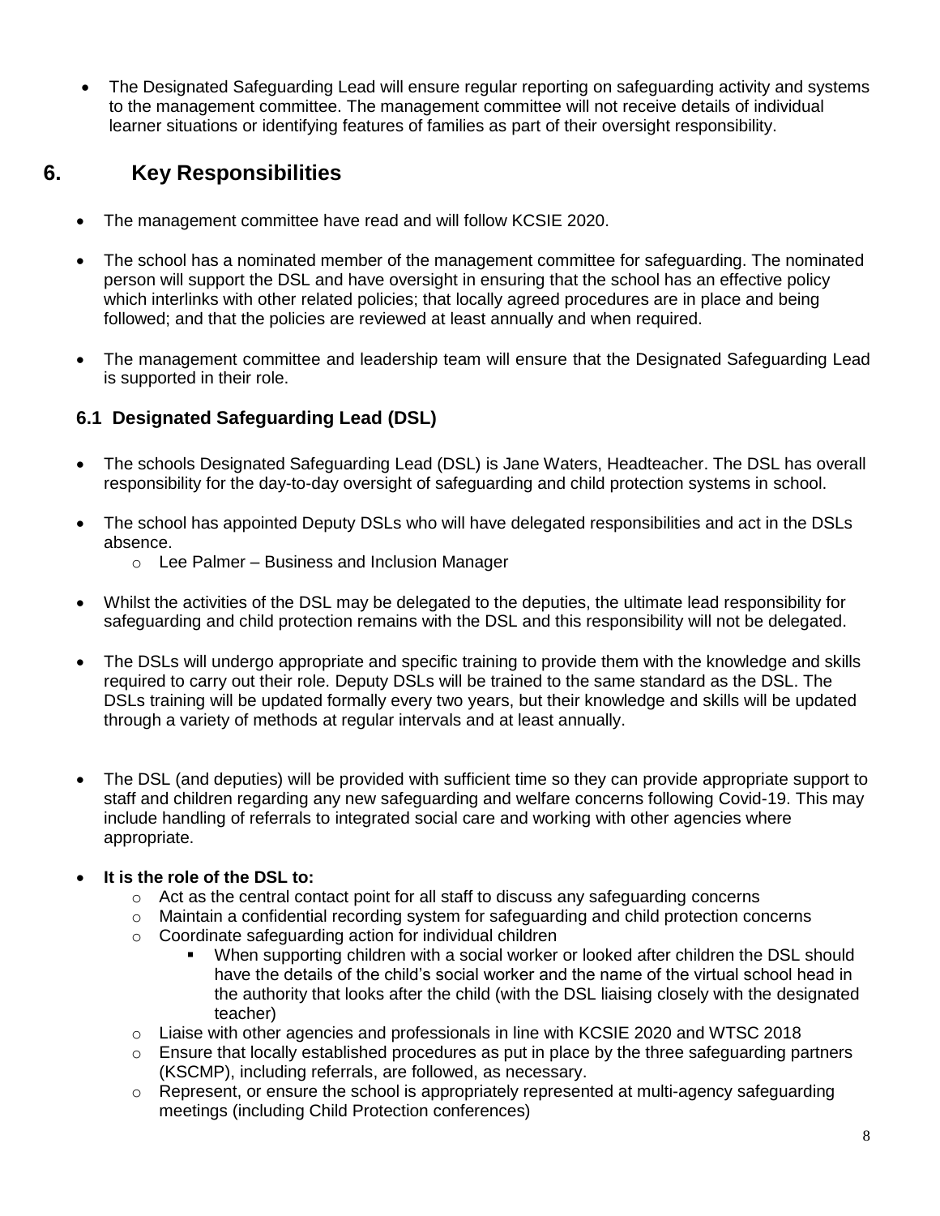- The Designated Safeguarding Lead will ensure regular reporting on safeguarding activity and systems to the management committee. The management committee will not receive details of individual learner situations or identifying features of families as part of their oversight responsibility.

## 6. Key Responsibilities

- The management committee have read and will follow KCSIE 2020.
- The school has a nominated member of the management committee for safeguarding. The nominated person will support the DSL and have oversight in ensuring that the school has an effective policy which interlinks with other related policies; that locally agreed procedures are in place and being followed; and that the policies are reviewed at least annually and when required.
- The management committee and leadership team will ensure that the Designated Safeguarding Lead is supported in their role.

### 6.1 Designated Safeguarding Lead (DSL)

- The schools Designated Safeguarding Lead (DSL) is Jane Waters, Headteacher. The DSL has overall responsibility for the day-to-day oversight of safeguarding and child protection systems in school.
- The school has appointed Deputy DSLs who will have delegated responsibilities and act in the DSLs absence.
  - Lee Palmer – Business and Inclusion Manager
- Whilst the activities of the DSL may be delegated to the deputies, the ultimate lead responsibility for safeguarding and child protection remains with the DSL and this responsibility will not be delegated.
- The DSLs will undergo appropriate and specific training to provide them with the knowledge and skills required to carry out their role. Deputy DSLs will be trained to the same standard as the DSL. The DSLs training will be updated formally every two years, but their knowledge and skills will be updated through a variety of methods at regular intervals and at least annually.
- The DSL (and deputies) will be provided with sufficient time so they can provide appropriate support to staff and children regarding any new safeguarding and welfare concerns following Covid-19. This may include handling of referrals to integrated social care and working with other agencies where appropriate.
- **It is the role of the DSL to:**
  - Act as the central contact point for all staff to discuss any safeguarding concerns
  - Maintain a confidential recording system for safeguarding and child protection concerns
  - Coordinate safeguarding action for individual children
    - When supporting children with a social worker or looked after children the DSL should have the details of the child's social worker and the name of the virtual school head in the authority that looks after the child (with the DSL liaising closely with the designated teacher)
  - Liaise with other agencies and professionals in line with KCSIE 2020 and WTSC 2018
  - Ensure that locally established procedures as put in place by the three safeguarding partners (KSCMP), including referrals, are followed, as necessary.
  - Represent, or ensure the school is appropriately represented at multi-agency safeguarding meetings (including Child Protection conferences)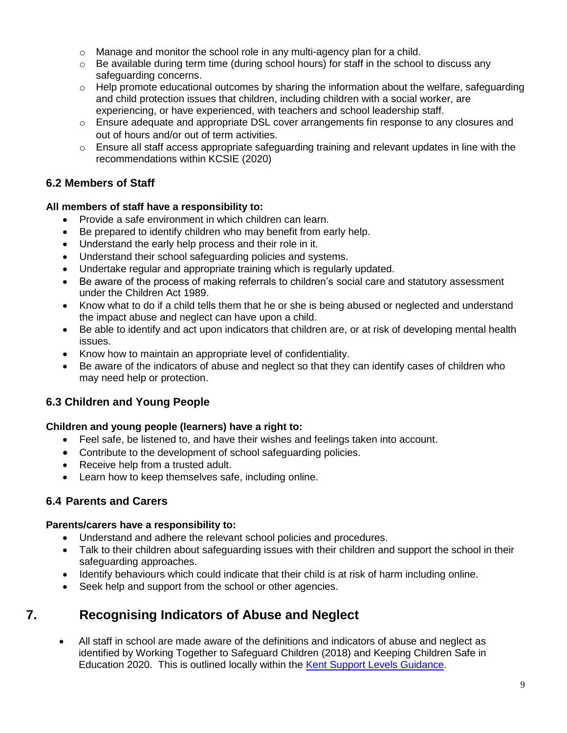- Manage and monitor the school role in any multi-agency plan for a child.
- Be available during term time (during school hours) for staff in the school to discuss any safeguarding concerns.
- Help promote educational outcomes by sharing the information about the welfare, safeguarding and child protection issues that children, including children with a social worker, are experiencing, or have experienced, with teachers and school leadership staff.
- Ensure adequate and appropriate DSL cover arrangements fin response to any closures and out of hours and/or out of term activities.
- Ensure all staff access appropriate safeguarding training and relevant updates in line with the recommendations within KCSIE (2020)

### 6.2 Members of Staff

**All members of staff have a responsibility to:**

- Provide a safe environment in which children can learn.
- Be prepared to identify children who may benefit from early help.
- Understand the early help process and their role in it.
- Understand their school safeguarding policies and systems.
- Undertake regular and appropriate training which is regularly updated.
- Be aware of the process of making referrals to children's social care and statutory assessment under the Children Act 1989.
- Know what to do if a child tells them that he or she is being abused or neglected and understand the impact abuse and neglect can have upon a child.
- Be able to identify and act upon indicators that children are, or at risk of developing mental health issues.
- Know how to maintain an appropriate level of confidentiality.
- Be aware of the indicators of abuse and neglect so that they can identify cases of children who may need help or protection.

### 6.3 Children and Young People

**Children and young people (learners) have a right to:**

- Feel safe, be listened to, and have their wishes and feelings taken into account.
- Contribute to the development of school safeguarding policies.
- Receive help from a trusted adult.
- Learn how to keep themselves safe, including online.

### 6.4 Parents and Carers

**Parents/carers have a responsibility to:**

- Understand and adhere the relevant school policies and procedures.
- Talk to their children about safeguarding issues with their children and support the school in their safeguarding approaches.
- Identify behaviours which could indicate that their child is at risk of harm including online.
- Seek help and support from the school or other agencies.

## 7. Recognising Indicators of Abuse and Neglect

- All staff in school are made aware of the definitions and indicators of abuse and neglect as identified by Working Together to Safeguard Children (2018) and Keeping Children Safe in Education 2020. This is outlined locally within the Kent Support Levels Guidance.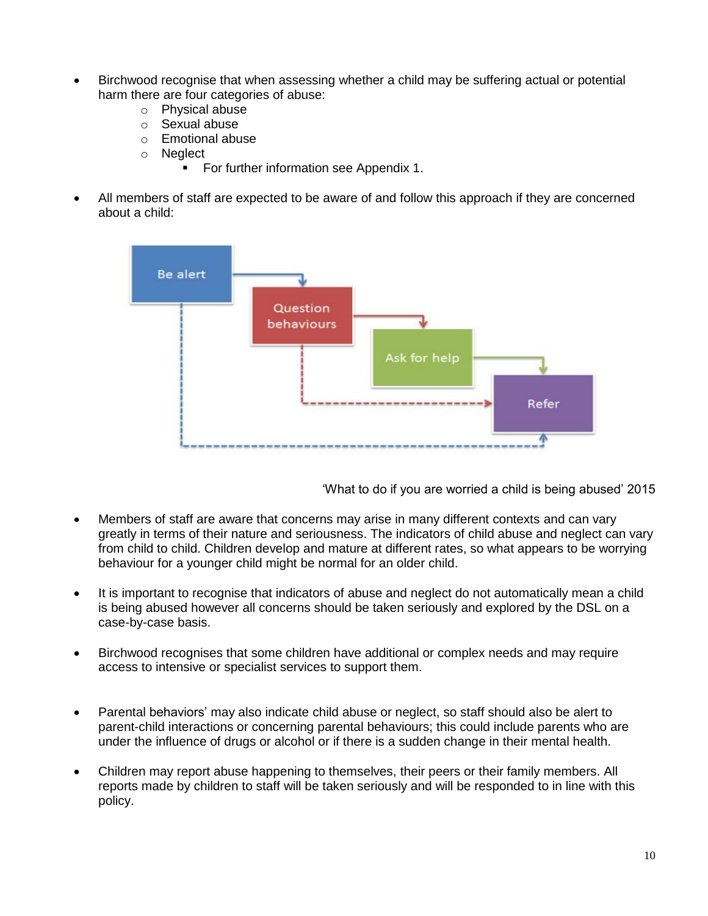- Birchwood recognise that when assessing whether a child may be suffering actual or potential harm there are four categories of abuse:
    - Physical abuse
    - Sexual abuse
    - Emotional abuse
    - Neglect
        - For further information see Appendix 1.

- All members of staff are expected to be aware of and follow this approach if they are concerned about a child:

Be alert → Question behaviours → Ask for help → Refer

'What to do if you are worried a child is being abused' 2015

- Members of staff are aware that concerns may arise in many different contexts and can vary greatly in terms of their nature and seriousness. The indicators of child abuse and neglect can vary from child to child. Children develop and mature at different rates, so what appears to be worrying behaviour for a younger child might be normal for an older child.

- It is important to recognise that indicators of abuse and neglect do not automatically mean a child is being abused however all concerns should be taken seriously and explored by the DSL on a case-by-case basis.

- Birchwood recognises that some children have additional or complex needs and may require access to intensive or specialist services to support them.

- Parental behaviors' may also indicate child abuse or neglect, so staff should also be alert to parent-child interactions or concerning parental behaviours; this could include parents who are under the influence of drugs or alcohol or if there is a sudden change in their mental health.

- Children may report abuse happening to themselves, their peers or their family members. All reports made by children to staff will be taken seriously and will be responded to in line with this policy.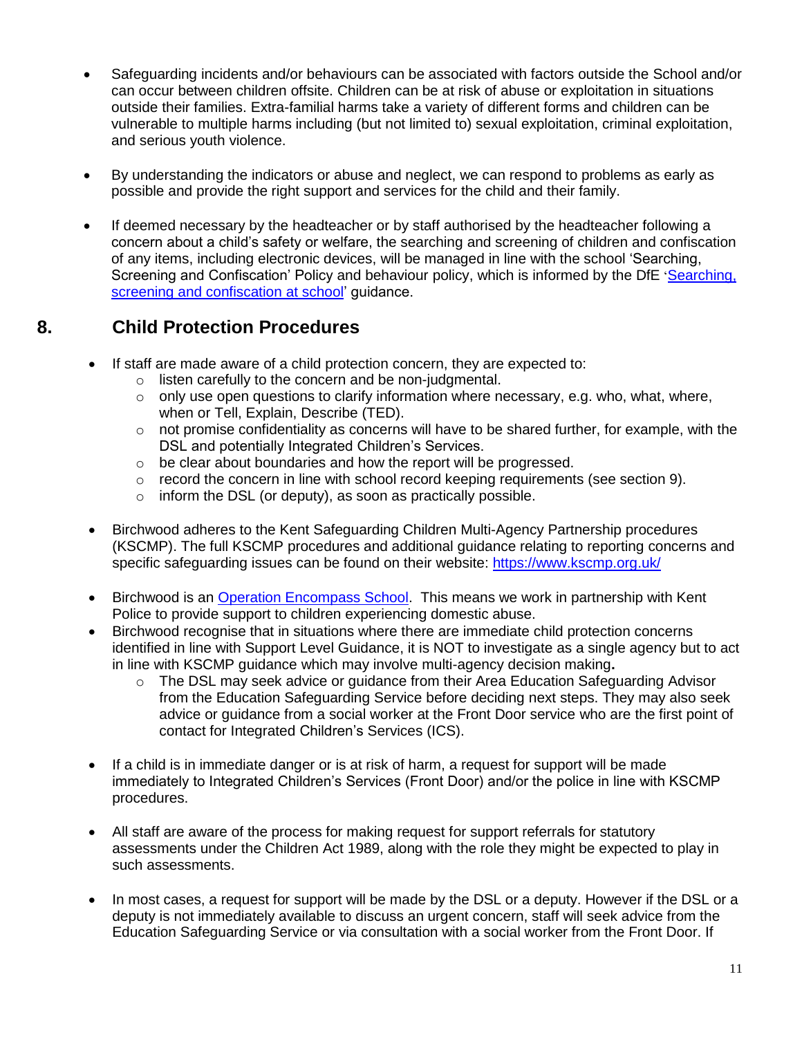- Safeguarding incidents and/or behaviours can be associated with factors outside the School and/or can occur between children offsite. Children can be at risk of abuse or exploitation in situations outside their families. Extra-familial harms take a variety of different forms and children can be vulnerable to multiple harms including (but not limited to) sexual exploitation, criminal exploitation, and serious youth violence.

- By understanding the indicators or abuse and neglect, we can respond to problems as early as possible and provide the right support and services for the child and their family.

- If deemed necessary by the headteacher or by staff authorised by the headteacher following a concern about a child's safety or welfare, the searching and screening of children and confiscation of any items, including electronic devices, will be managed in line with the school 'Searching, Screening and Confiscation' Policy and behaviour policy, which is informed by the DfE '[Searching, screening and confiscation at school](#)' guidance.

## 8. Child Protection Procedures

- If staff are made aware of a child protection concern, they are expected to:
  - listen carefully to the concern and be non-judgmental.
  - only use open questions to clarify information where necessary, e.g. who, what, where, when or Tell, Explain, Describe (TED).
  - not promise confidentiality as concerns will have to be shared further, for example, with the DSL and potentially Integrated Children's Services.
  - be clear about boundaries and how the report will be progressed.
  - record the concern in line with school record keeping requirements (see section 9).
  - inform the DSL (or deputy), as soon as practically possible.

- Birchwood adheres to the Kent Safeguarding Children Multi-Agency Partnership procedures (KSCMP). The full KSCMP procedures and additional guidance relating to reporting concerns and specific safeguarding issues can be found on their website: [https://www.kscmp.org.uk/](https://www.kscmp.org.uk/)

- Birchwood is an [Operation Encompass School](#). This means we work in partnership with Kent Police to provide support to children experiencing domestic abuse.
- Birchwood recognise that in situations where there are immediate child protection concerns identified in line with Support Level Guidance, it is NOT to investigate as a single agency but to act in line with KSCMP guidance which may involve multi-agency decision making**.**
  - The DSL may seek advice or guidance from their Area Education Safeguarding Advisor from the Education Safeguarding Service before deciding next steps. They may also seek advice or guidance from a social worker at the Front Door service who are the first point of contact for Integrated Children's Services (ICS).

- If a child is in immediate danger or is at risk of harm, a request for support will be made immediately to Integrated Children's Services (Front Door) and/or the police in line with KSCMP procedures.

- All staff are aware of the process for making request for support referrals for statutory assessments under the Children Act 1989, along with the role they might be expected to play in such assessments.

- In most cases, a request for support will be made by the DSL or a deputy. However if the DSL or a deputy is not immediately available to discuss an urgent concern, staff will seek advice from the Education Safeguarding Service or via consultation with a social worker from the Front Door. If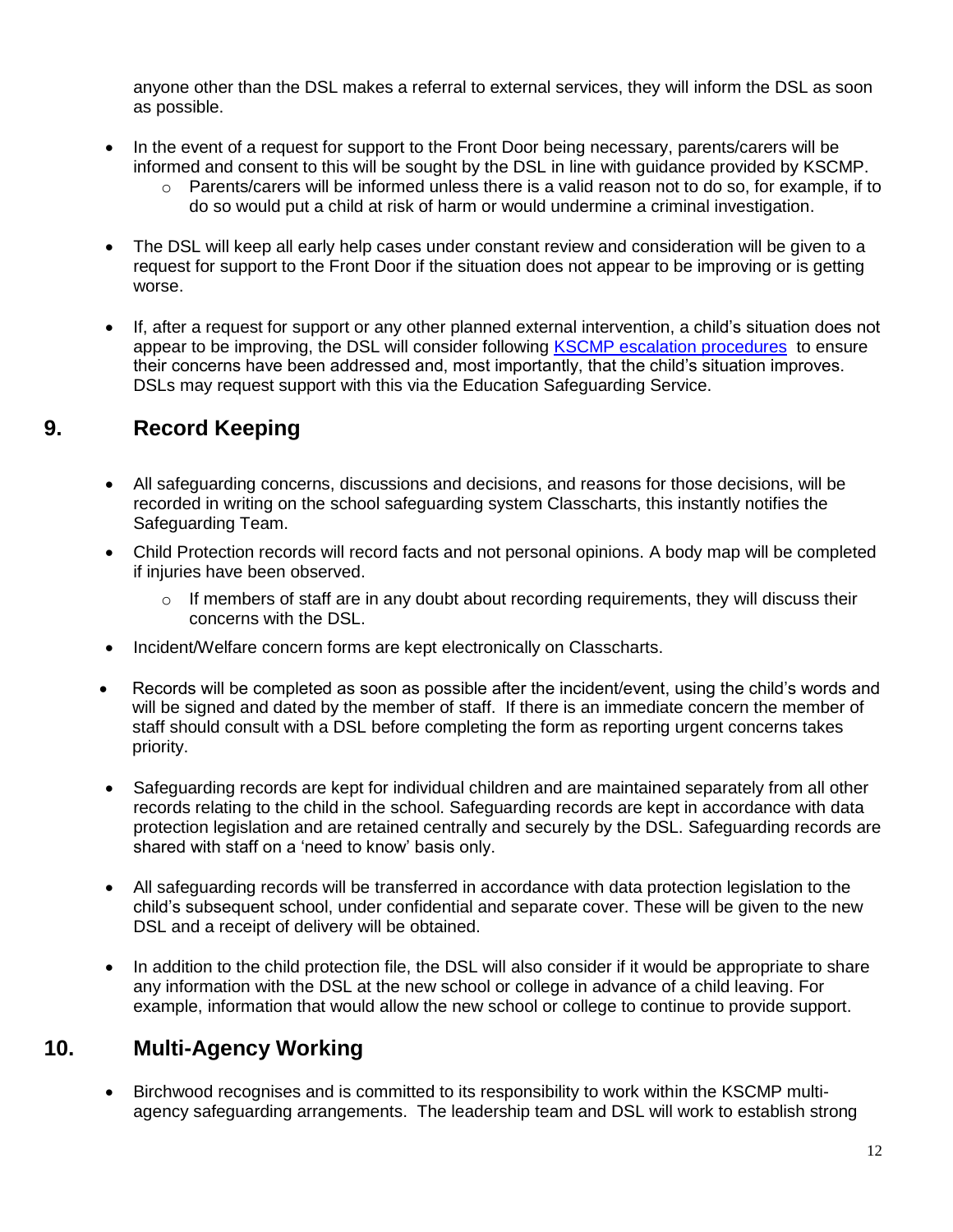anyone other than the DSL makes a referral to external services, they will inform the DSL as soon as possible.

- In the event of a request for support to the Front Door being necessary, parents/carers will be informed and consent to this will be sought by the DSL in line with guidance provided by KSCMP.
  - Parents/carers will be informed unless there is a valid reason not to do so, for example, if to do so would put a child at risk of harm or would undermine a criminal investigation.

- The DSL will keep all early help cases under constant review and consideration will be given to a request for support to the Front Door if the situation does not appear to be improving or is getting worse.

- If, after a request for support or any other planned external intervention, a child's situation does not appear to be improving, the DSL will consider following KSCMP escalation procedures to ensure their concerns have been addressed and, most importantly, that the child's situation improves. DSLs may request support with this via the Education Safeguarding Service.

## 9. Record Keeping

- All safeguarding concerns, discussions and decisions, and reasons for those decisions, will be recorded in writing on the school safeguarding system Classcharts, this instantly notifies the Safeguarding Team.
- Child Protection records will record facts and not personal opinions. A body map will be completed if injuries have been observed.
  - If members of staff are in any doubt about recording requirements, they will discuss their concerns with the DSL.
- Incident/Welfare concern forms are kept electronically on Classcharts.
- Records will be completed as soon as possible after the incident/event, using the child's words and will be signed and dated by the member of staff. If there is an immediate concern the member of staff should consult with a DSL before completing the form as reporting urgent concerns takes priority.
- Safeguarding records are kept for individual children and are maintained separately from all other records relating to the child in the school. Safeguarding records are kept in accordance with data protection legislation and are retained centrally and securely by the DSL. Safeguarding records are shared with staff on a 'need to know' basis only.
- All safeguarding records will be transferred in accordance with data protection legislation to the child's subsequent school, under confidential and separate cover. These will be given to the new DSL and a receipt of delivery will be obtained.
- In addition to the child protection file, the DSL will also consider if it would be appropriate to share any information with the DSL at the new school or college in advance of a child leaving. For example, information that would allow the new school or college to continue to provide support.

## 10. Multi-Agency Working

- Birchwood recognises and is committed to its responsibility to work within the KSCMP multi-agency safeguarding arrangements. The leadership team and DSL will work to establish strong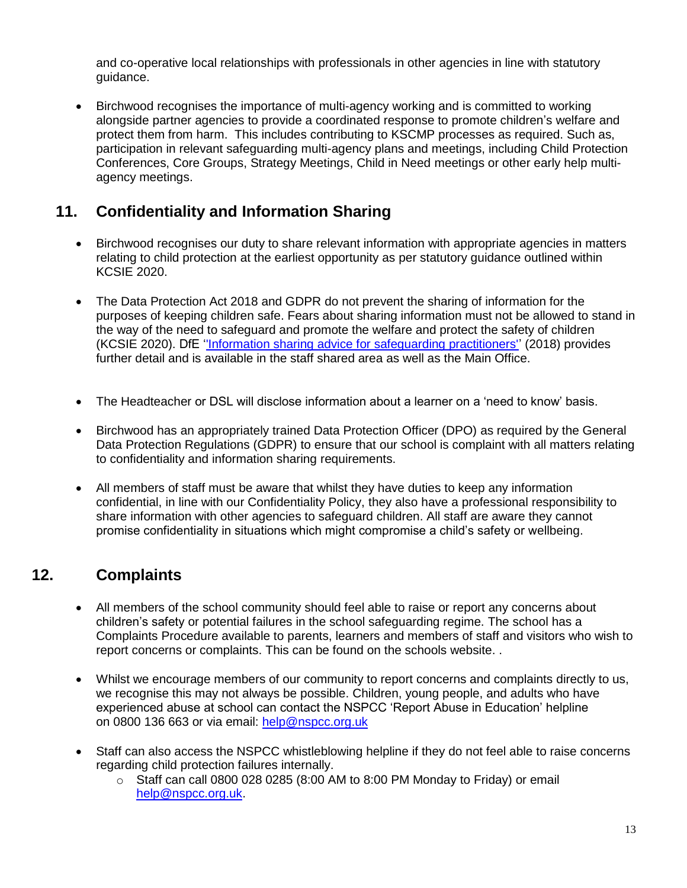and co-operative local relationships with professionals in other agencies in line with statutory guidance.

- Birchwood recognises the importance of multi-agency working and is committed to working alongside partner agencies to provide a coordinated response to promote children's welfare and protect them from harm. This includes contributing to KSCMP processes as required. Such as, participation in relevant safeguarding multi-agency plans and meetings, including Child Protection Conferences, Core Groups, Strategy Meetings, Child in Need meetings or other early help multi-agency meetings.

## 11. Confidentiality and Information Sharing

- Birchwood recognises our duty to share relevant information with appropriate agencies in matters relating to child protection at the earliest opportunity as per statutory guidance outlined within KCSIE 2020.

- The Data Protection Act 2018 and GDPR do not prevent the sharing of information for the purposes of keeping children safe. Fears about sharing information must not be allowed to stand in the way of the need to safeguard and promote the welfare and protect the safety of children (KCSIE 2020). DfE ''Information sharing advice for safeguarding practitioners'' (2018) provides further detail and is available in the staff shared area as well as the Main Office.

- The Headteacher or DSL will disclose information about a learner on a 'need to know' basis.

- Birchwood has an appropriately trained Data Protection Officer (DPO) as required by the General Data Protection Regulations (GDPR) to ensure that our school is complaint with all matters relating to confidentiality and information sharing requirements.

- All members of staff must be aware that whilst they have duties to keep any information confidential, in line with our Confidentiality Policy, they also have a professional responsibility to share information with other agencies to safeguard children. All staff are aware they cannot promise confidentiality in situations which might compromise a child's safety or wellbeing.

## 12. Complaints

- All members of the school community should feel able to raise or report any concerns about children's safety or potential failures in the school safeguarding regime. The school has a Complaints Procedure available to parents, learners and members of staff and visitors who wish to report concerns or complaints. This can be found on the schools website. .

- Whilst we encourage members of our community to report concerns and complaints directly to us, we recognise this may not always be possible. Children, young people, and adults who have experienced abuse at school can contact the NSPCC 'Report Abuse in Education' helpline on 0800 136 663 or via email: help@nspcc.org.uk

- Staff can also access the NSPCC whistleblowing helpline if they do not feel able to raise concerns regarding child protection failures internally.
  - Staff can call 0800 028 0285 (8:00 AM to 8:00 PM Monday to Friday) or email help@nspcc.org.uk.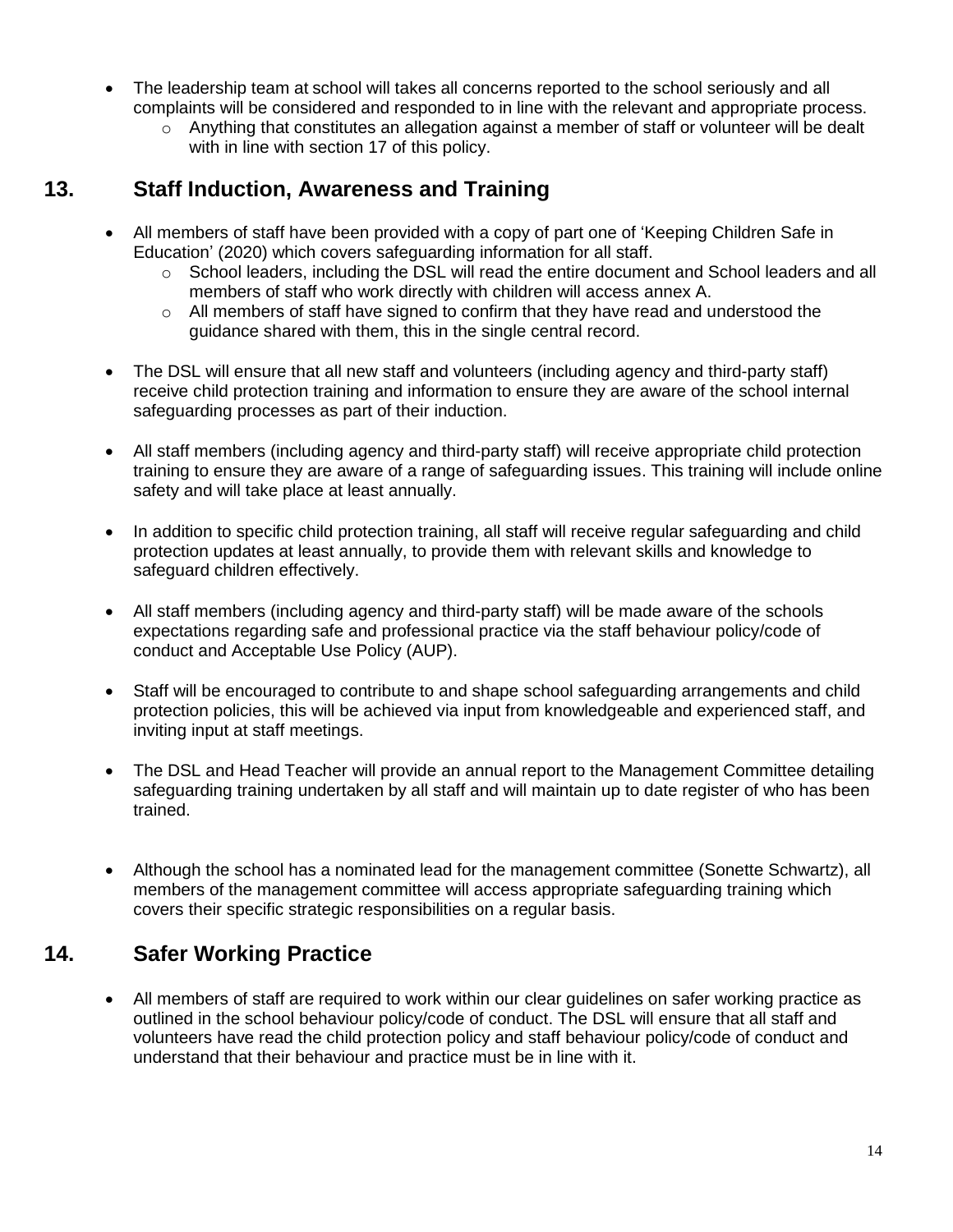- The leadership team at school will takes all concerns reported to the school seriously and all complaints will be considered and responded to in line with the relevant and appropriate process.
    - Anything that constitutes an allegation against a member of staff or volunteer will be dealt with in line with section 17 of this policy.

## 13. Staff Induction, Awareness and Training

- All members of staff have been provided with a copy of part one of 'Keeping Children Safe in Education' (2020) which covers safeguarding information for all staff.
    - School leaders, including the DSL will read the entire document and School leaders and all members of staff who work directly with children will access annex A.
    - All members of staff have signed to confirm that they have read and understood the guidance shared with them, this in the single central record.

- The DSL will ensure that all new staff and volunteers (including agency and third-party staff) receive child protection training and information to ensure they are aware of the school internal safeguarding processes as part of their induction.

- All staff members (including agency and third-party staff) will receive appropriate child protection training to ensure they are aware of a range of safeguarding issues. This training will include online safety and will take place at least annually.

- In addition to specific child protection training, all staff will receive regular safeguarding and child protection updates at least annually, to provide them with relevant skills and knowledge to safeguard children effectively.

- All staff members (including agency and third-party staff) will be made aware of the schools expectations regarding safe and professional practice via the staff behaviour policy/code of conduct and Acceptable Use Policy (AUP).

- Staff will be encouraged to contribute to and shape school safeguarding arrangements and child protection policies, this will be achieved via input from knowledgeable and experienced staff, and inviting input at staff meetings.

- The DSL and Head Teacher will provide an annual report to the Management Committee detailing safeguarding training undertaken by all staff and will maintain up to date register of who has been trained.

- Although the school has a nominated lead for the management committee (Sonette Schwartz), all members of the management committee will access appropriate safeguarding training which covers their specific strategic responsibilities on a regular basis.

## 14. Safer Working Practice

- All members of staff are required to work within our clear guidelines on safer working practice as outlined in the school behaviour policy/code of conduct. The DSL will ensure that all staff and volunteers have read the child protection policy and staff behaviour policy/code of conduct and understand that their behaviour and practice must be in line with it.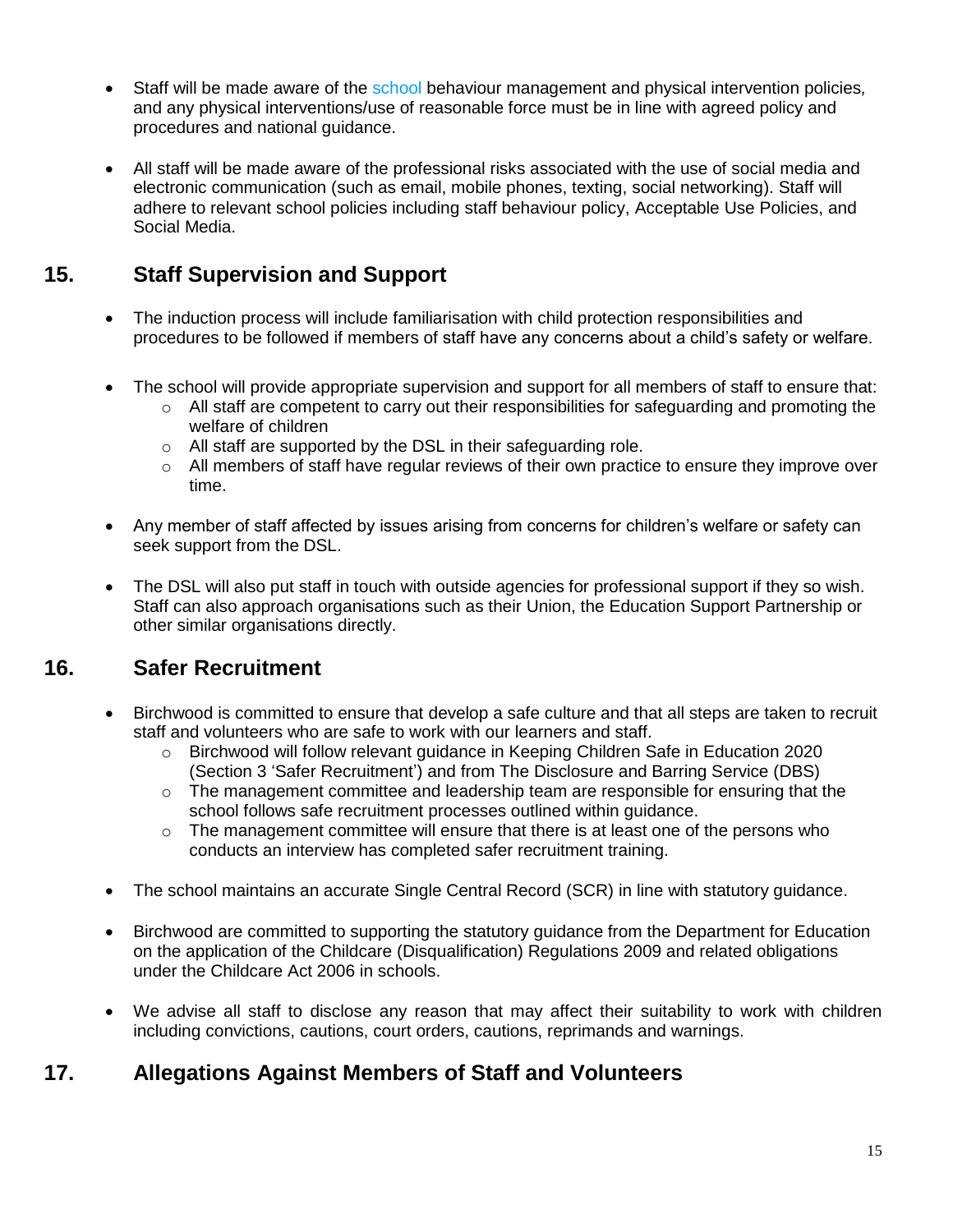- Staff will be made aware of the school behaviour management and physical intervention policies, and any physical interventions/use of reasonable force must be in line with agreed policy and procedures and national guidance.

- All staff will be made aware of the professional risks associated with the use of social media and electronic communication (such as email, mobile phones, texting, social networking). Staff will adhere to relevant school policies including staff behaviour policy, Acceptable Use Policies, and Social Media.

## 15. Staff Supervision and Support

- The induction process will include familiarisation with child protection responsibilities and procedures to be followed if members of staff have any concerns about a child's safety or welfare.

- The school will provide appropriate supervision and support for all members of staff to ensure that:
  - All staff are competent to carry out their responsibilities for safeguarding and promoting the welfare of children
  - All staff are supported by the DSL in their safeguarding role.
  - All members of staff have regular reviews of their own practice to ensure they improve over time.

- Any member of staff affected by issues arising from concerns for children's welfare or safety can seek support from the DSL.

- The DSL will also put staff in touch with outside agencies for professional support if they so wish. Staff can also approach organisations such as their Union, the Education Support Partnership or other similar organisations directly.

## 16. Safer Recruitment

- Birchwood is committed to ensure that develop a safe culture and that all steps are taken to recruit staff and volunteers who are safe to work with our learners and staff.
  - Birchwood will follow relevant guidance in Keeping Children Safe in Education 2020 (Section 3 'Safer Recruitment') and from The Disclosure and Barring Service (DBS)
  - The management committee and leadership team are responsible for ensuring that the school follows safe recruitment processes outlined within guidance.
  - The management committee will ensure that there is at least one of the persons who conducts an interview has completed safer recruitment training.

- The school maintains an accurate Single Central Record (SCR) in line with statutory guidance.

- Birchwood are committed to supporting the statutory guidance from the Department for Education on the application of the Childcare (Disqualification) Regulations 2009 and related obligations under the Childcare Act 2006 in schools.

- We advise all staff to disclose any reason that may affect their suitability to work with children including convictions, cautions, court orders, cautions, reprimands and warnings.

## 17. Allegations Against Members of Staff and Volunteers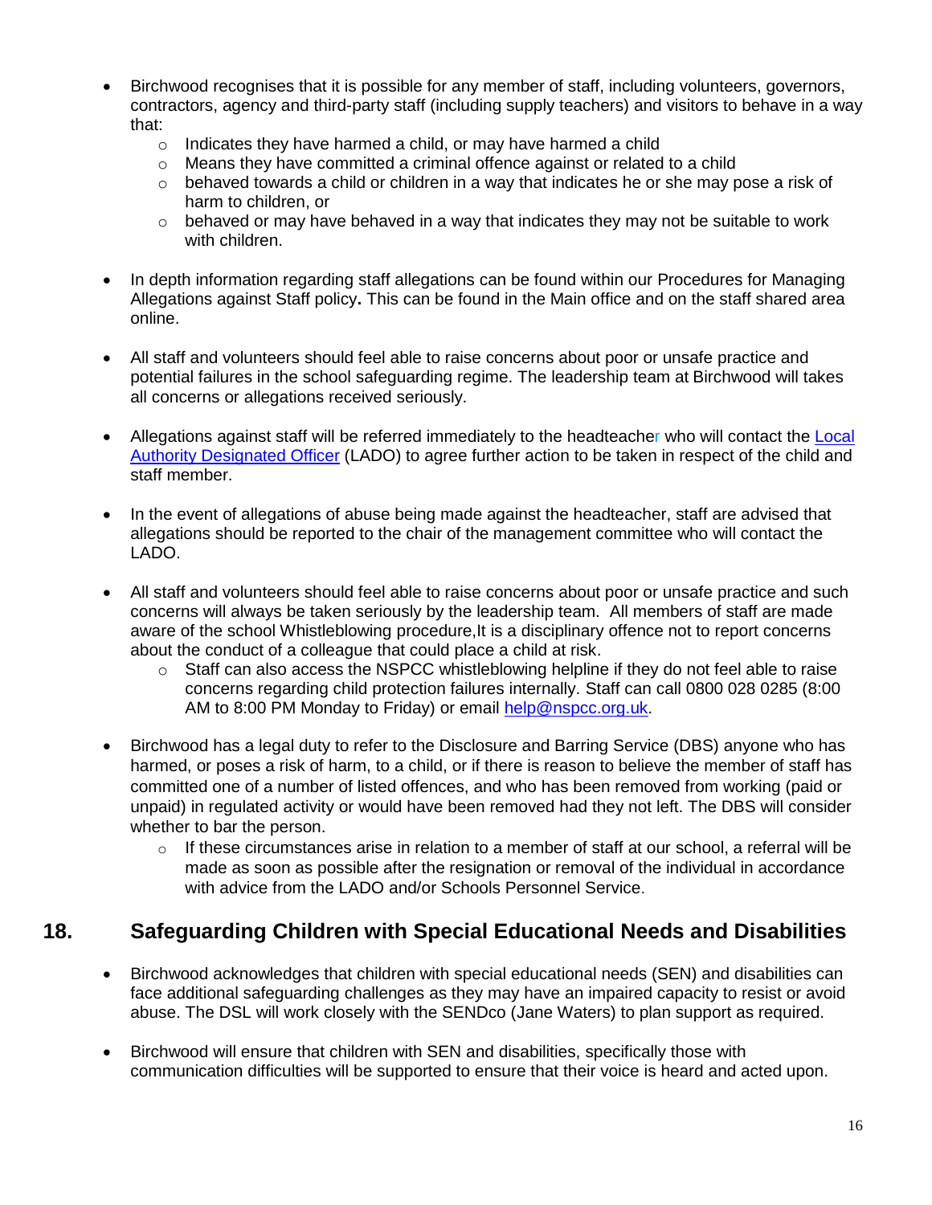- Birchwood recognises that it is possible for any member of staff, including volunteers, governors, contractors, agency and third-party staff (including supply teachers) and visitors to behave in a way that:
    - Indicates they have harmed a child, or may have harmed a child
    - Means they have committed a criminal offence against or related to a child
    - behaved towards a child or children in a way that indicates he or she may pose a risk of harm to children, or
    - behaved or may have behaved in a way that indicates they may not be suitable to work with children.

- In depth information regarding staff allegations can be found within our Procedures for Managing Allegations against Staff policy**.** This can be found in the Main office and on the staff shared area online.

- All staff and volunteers should feel able to raise concerns about poor or unsafe practice and potential failures in the school safeguarding regime. The leadership team at Birchwood will takes all concerns or allegations received seriously.

- Allegations against staff will be referred immediately to the headteacher who will contact the [Local Authority Designated Officer](#) (LADO) to agree further action to be taken in respect of the child and staff member.

- In the event of allegations of abuse being made against the headteacher, staff are advised that allegations should be reported to the chair of the management committee who will contact the LADO.

- All staff and volunteers should feel able to raise concerns about poor or unsafe practice and such concerns will always be taken seriously by the leadership team. All members of staff are made aware of the school Whistleblowing procedure,It is a disciplinary offence not to report concerns about the conduct of a colleague that could place a child at risk.
    - Staff can also access the NSPCC whistleblowing helpline if they do not feel able to raise concerns regarding child protection failures internally. Staff can call 0800 028 0285 (8:00 AM to 8:00 PM Monday to Friday) or email [help@nspcc.org.uk](mailto:help@nspcc.org.uk).

- Birchwood has a legal duty to refer to the Disclosure and Barring Service (DBS) anyone who has harmed, or poses a risk of harm, to a child, or if there is reason to believe the member of staff has committed one of a number of listed offences, and who has been removed from working (paid or unpaid) in regulated activity or would have been removed had they not left. The DBS will consider whether to bar the person.
    - If these circumstances arise in relation to a member of staff at our school, a referral will be made as soon as possible after the resignation or removal of the individual in accordance with advice from the LADO and/or Schools Personnel Service.

## 18. Safeguarding Children with Special Educational Needs and Disabilities

- Birchwood acknowledges that children with special educational needs (SEN) and disabilities can face additional safeguarding challenges as they may have an impaired capacity to resist or avoid abuse. The DSL will work closely with the SENDco (Jane Waters) to plan support as required.

- Birchwood will ensure that children with SEN and disabilities, specifically those with communication difficulties will be supported to ensure that their voice is heard and acted upon.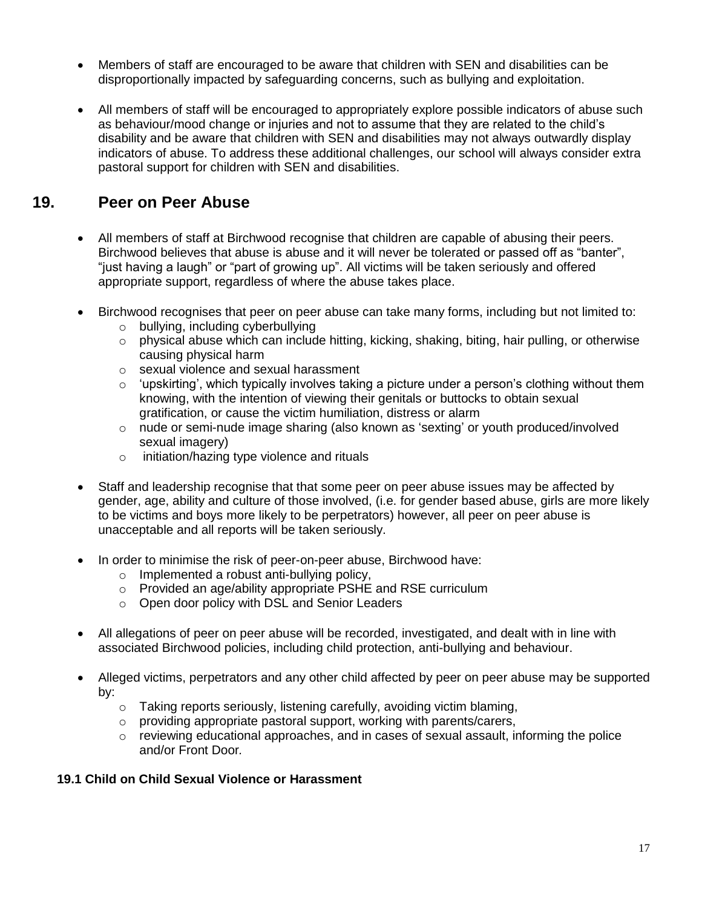- Members of staff are encouraged to be aware that children with SEN and disabilities can be disproportionally impacted by safeguarding concerns, such as bullying and exploitation.

- All members of staff will be encouraged to appropriately explore possible indicators of abuse such as behaviour/mood change or injuries and not to assume that they are related to the child's disability and be aware that children with SEN and disabilities may not always outwardly display indicators of abuse. To address these additional challenges, our school will always consider extra pastoral support for children with SEN and disabilities.

## 19. Peer on Peer Abuse

- All members of staff at Birchwood recognise that children are capable of abusing their peers. Birchwood believes that abuse is abuse and it will never be tolerated or passed off as "banter", "just having a laugh" or "part of growing up". All victims will be taken seriously and offered appropriate support, regardless of where the abuse takes place.

- Birchwood recognises that peer on peer abuse can take many forms, including but not limited to:
  - bullying, including cyberbullying
  - physical abuse which can include hitting, kicking, shaking, biting, hair pulling, or otherwise causing physical harm
  - sexual violence and sexual harassment
  - 'upskirting', which typically involves taking a picture under a person's clothing without them knowing, with the intention of viewing their genitals or buttocks to obtain sexual gratification, or cause the victim humiliation, distress or alarm
  - nude or semi-nude image sharing (also known as 'sexting' or youth produced/involved sexual imagery)
  - initiation/hazing type violence and rituals

- Staff and leadership recognise that that some peer on peer abuse issues may be affected by gender, age, ability and culture of those involved, (i.e. for gender based abuse, girls are more likely to be victims and boys more likely to be perpetrators) however, all peer on peer abuse is unacceptable and all reports will be taken seriously.

- In order to minimise the risk of peer-on-peer abuse, Birchwood have:
  - Implemented a robust anti-bullying policy,
  - Provided an age/ability appropriate PSHE and RSE curriculum
  - Open door policy with DSL and Senior Leaders

- All allegations of peer on peer abuse will be recorded, investigated, and dealt with in line with associated Birchwood policies, including child protection, anti-bullying and behaviour.

- Alleged victims, perpetrators and any other child affected by peer on peer abuse may be supported by:
  - Taking reports seriously, listening carefully, avoiding victim blaming,
  - providing appropriate pastoral support, working with parents/carers,
  - reviewing educational approaches, and in cases of sexual assault, informing the police and/or Front Door.

### 19.1 Child on Child Sexual Violence or Harassment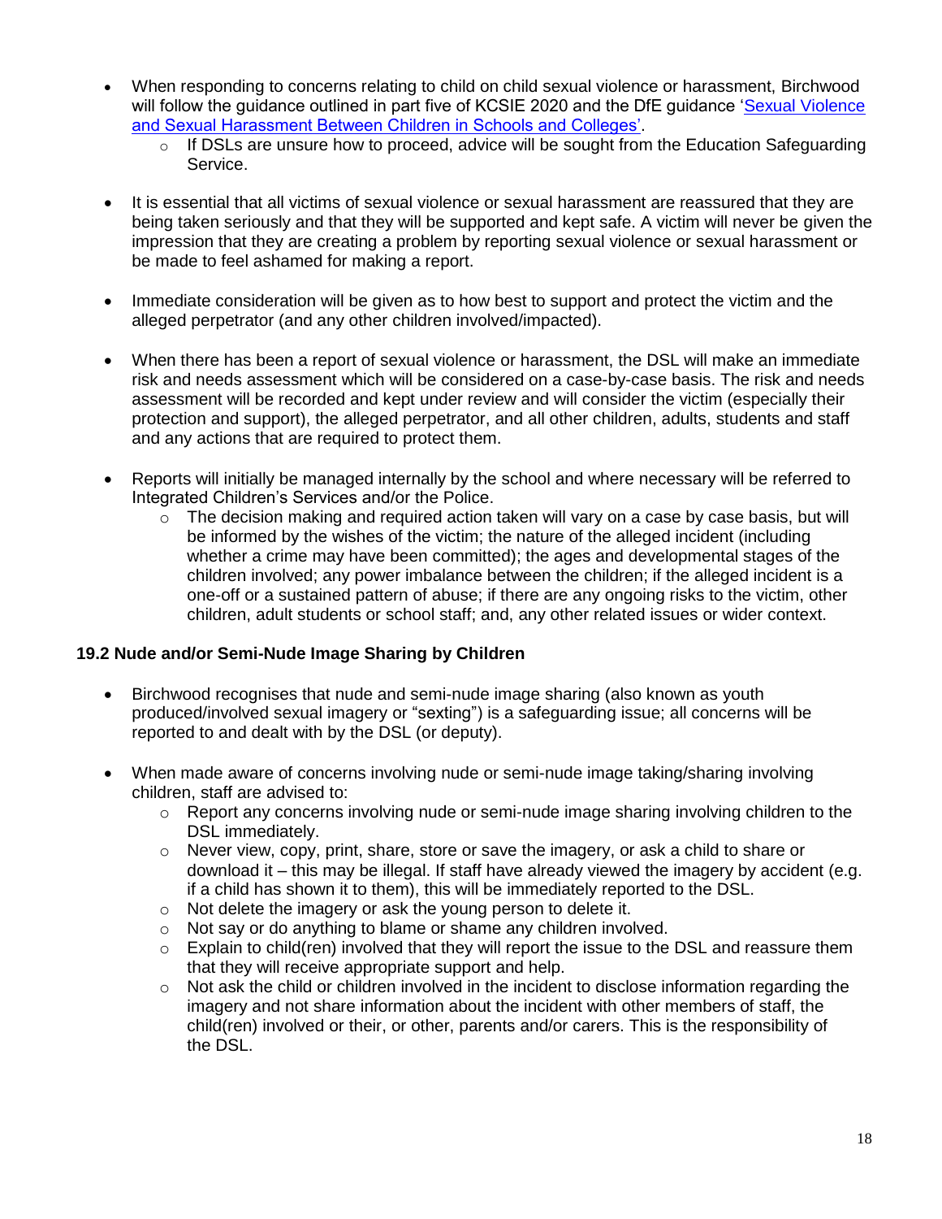- When responding to concerns relating to child on child sexual violence or harassment, Birchwood will follow the guidance outlined in part five of KCSIE 2020 and the DfE guidance 'Sexual Violence and Sexual Harassment Between Children in Schools and Colleges'.
  - If DSLs are unsure how to proceed, advice will be sought from the Education Safeguarding Service.

- It is essential that all victims of sexual violence or sexual harassment are reassured that they are being taken seriously and that they will be supported and kept safe. A victim will never be given the impression that they are creating a problem by reporting sexual violence or sexual harassment or be made to feel ashamed for making a report.

- Immediate consideration will be given as to how best to support and protect the victim and the alleged perpetrator (and any other children involved/impacted).

- When there has been a report of sexual violence or harassment, the DSL will make an immediate risk and needs assessment which will be considered on a case-by-case basis. The risk and needs assessment will be recorded and kept under review and will consider the victim (especially their protection and support), the alleged perpetrator, and all other children, adults, students and staff and any actions that are required to protect them.

- Reports will initially be managed internally by the school and where necessary will be referred to Integrated Children's Services and/or the Police.
  - The decision making and required action taken will vary on a case by case basis, but will be informed by the wishes of the victim; the nature of the alleged incident (including whether a crime may have been committed); the ages and developmental stages of the children involved; any power imbalance between the children; if the alleged incident is a one-off or a sustained pattern of abuse; if there are any ongoing risks to the victim, other children, adult students or school staff; and, any other related issues or wider context.

### 19.2 Nude and/or Semi-Nude Image Sharing by Children

- Birchwood recognises that nude and semi-nude image sharing (also known as youth produced/involved sexual imagery or "sexting") is a safeguarding issue; all concerns will be reported to and dealt with by the DSL (or deputy).

- When made aware of concerns involving nude or semi-nude image taking/sharing involving children, staff are advised to:
  - Report any concerns involving nude or semi-nude image sharing involving children to the DSL immediately.
  - Never view, copy, print, share, store or save the imagery, or ask a child to share or download it – this may be illegal. If staff have already viewed the imagery by accident (e.g. if a child has shown it to them), this will be immediately reported to the DSL.
  - Not delete the imagery or ask the young person to delete it.
  - Not say or do anything to blame or shame any children involved.
  - Explain to child(ren) involved that they will report the issue to the DSL and reassure them that they will receive appropriate support and help.
  - Not ask the child or children involved in the incident to disclose information regarding the imagery and not share information about the incident with other members of staff, the child(ren) involved or their, or other, parents and/or carers. This is the responsibility of the DSL.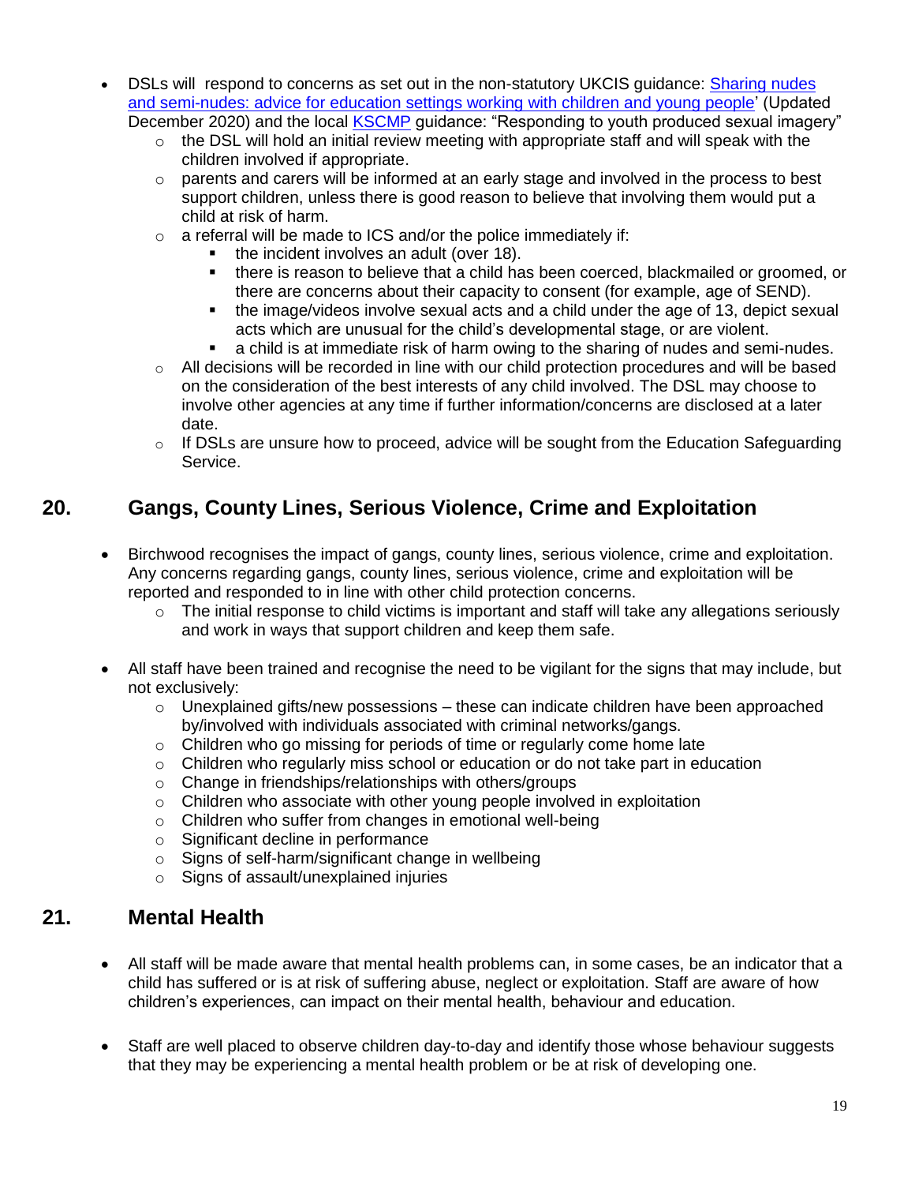- DSLs will  respond to concerns as set out in the non-statutory UKCIS guidance: [Sharing nudes and semi-nudes: advice for education settings working with children and young people](#)' (Updated December 2020) and the local [KSCMP](#) guidance: "Responding to youth produced sexual imagery"
    - the DSL will hold an initial review meeting with appropriate staff and will speak with the children involved if appropriate.
    - parents and carers will be informed at an early stage and involved in the process to best support children, unless there is good reason to believe that involving them would put a child at risk of harm.
    - a referral will be made to ICS and/or the police immediately if:
        - the incident involves an adult (over 18).
        - there is reason to believe that a child has been coerced, blackmailed or groomed, or there are concerns about their capacity to consent (for example, age of SEND).
        - the image/videos involve sexual acts and a child under the age of 13, depict sexual acts which are unusual for the child's developmental stage, or are violent.
        - a child is at immediate risk of harm owing to the sharing of nudes and semi-nudes.
    - All decisions will be recorded in line with our child protection procedures and will be based on the consideration of the best interests of any child involved. The DSL may choose to involve other agencies at any time if further information/concerns are disclosed at a later date.
    - If DSLs are unsure how to proceed, advice will be sought from the Education Safeguarding Service.

## 20. Gangs, County Lines, Serious Violence, Crime and Exploitation

- Birchwood recognises the impact of gangs, county lines, serious violence, crime and exploitation. Any concerns regarding gangs, county lines, serious violence, crime and exploitation will be reported and responded to in line with other child protection concerns.
    - The initial response to child victims is important and staff will take any allegations seriously and work in ways that support children and keep them safe.

- All staff have been trained and recognise the need to be vigilant for the signs that may include, but not exclusively:
    - Unexplained gifts/new possessions – these can indicate children have been approached by/involved with individuals associated with criminal networks/gangs.
    - Children who go missing for periods of time or regularly come home late
    - Children who regularly miss school or education or do not take part in education
    - Change in friendships/relationships with others/groups
    - Children who associate with other young people involved in exploitation
    - Children who suffer from changes in emotional well-being
    - Significant decline in performance
    - Signs of self-harm/significant change in wellbeing
    - Signs of assault/unexplained injuries

## 21. Mental Health

- All staff will be made aware that mental health problems can, in some cases, be an indicator that a child has suffered or is at risk of suffering abuse, neglect or exploitation. Staff are aware of how children's experiences, can impact on their mental health, behaviour and education.

- Staff are well placed to observe children day-to-day and identify those whose behaviour suggests that they may be experiencing a mental health problem or be at risk of developing one.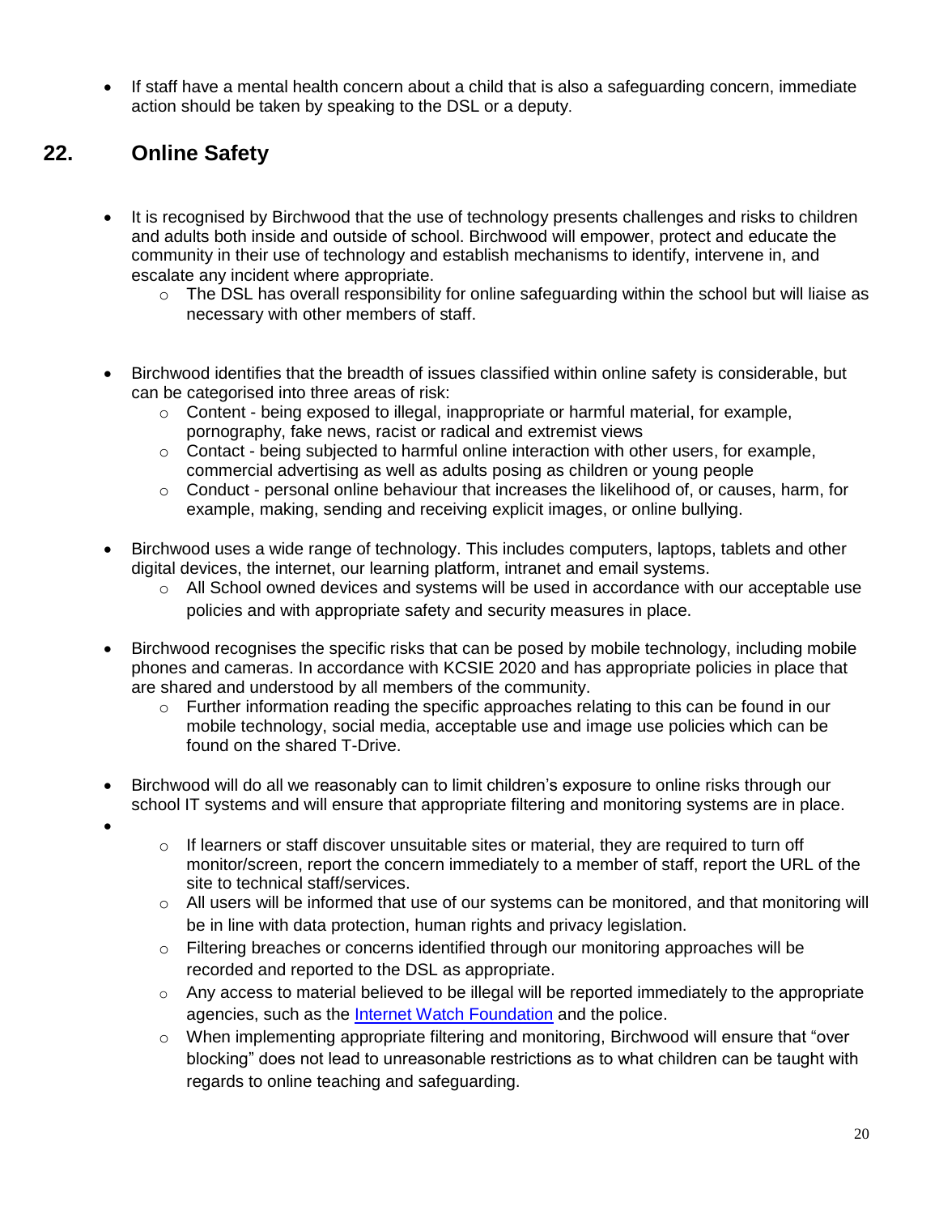- If staff have a mental health concern about a child that is also a safeguarding concern, immediate action should be taken by speaking to the DSL or a deputy.

## 22. Online Safety

- It is recognised by Birchwood that the use of technology presents challenges and risks to children and adults both inside and outside of school. Birchwood will empower, protect and educate the community in their use of technology and establish mechanisms to identify, intervene in, and escalate any incident where appropriate.
    - The DSL has overall responsibility for online safeguarding within the school but will liaise as necessary with other members of staff.

- Birchwood identifies that the breadth of issues classified within online safety is considerable, but can be categorised into three areas of risk:
    - Content - being exposed to illegal, inappropriate or harmful material, for example, pornography, fake news, racist or radical and extremist views
    - Contact - being subjected to harmful online interaction with other users, for example, commercial advertising as well as adults posing as children or young people
    - Conduct - personal online behaviour that increases the likelihood of, or causes, harm, for example, making, sending and receiving explicit images, or online bullying.

- Birchwood uses a wide range of technology. This includes computers, laptops, tablets and other digital devices, the internet, our learning platform, intranet and email systems.
    - All School owned devices and systems will be used in accordance with our acceptable use policies and with appropriate safety and security measures in place.

- Birchwood recognises the specific risks that can be posed by mobile technology, including mobile phones and cameras. In accordance with KCSIE 2020 and has appropriate policies in place that are shared and understood by all members of the community.
    - Further information reading the specific approaches relating to this can be found in our mobile technology, social media, acceptable use and image use policies which can be found on the shared T-Drive.

- Birchwood will do all we reasonably can to limit children's exposure to online risks through our school IT systems and will ensure that appropriate filtering and monitoring systems are in place.
- 
    - If learners or staff discover unsuitable sites or material, they are required to turn off monitor/screen, report the concern immediately to a member of staff, report the URL of the site to technical staff/services.
    - All users will be informed that use of our systems can be monitored, and that monitoring will be in line with data protection, human rights and privacy legislation.
    - Filtering breaches or concerns identified through our monitoring approaches will be recorded and reported to the DSL as appropriate.
    - Any access to material believed to be illegal will be reported immediately to the appropriate agencies, such as the Internet Watch Foundation and the police.
    - When implementing appropriate filtering and monitoring, Birchwood will ensure that "over blocking" does not lead to unreasonable restrictions as to what children can be taught with regards to online teaching and safeguarding.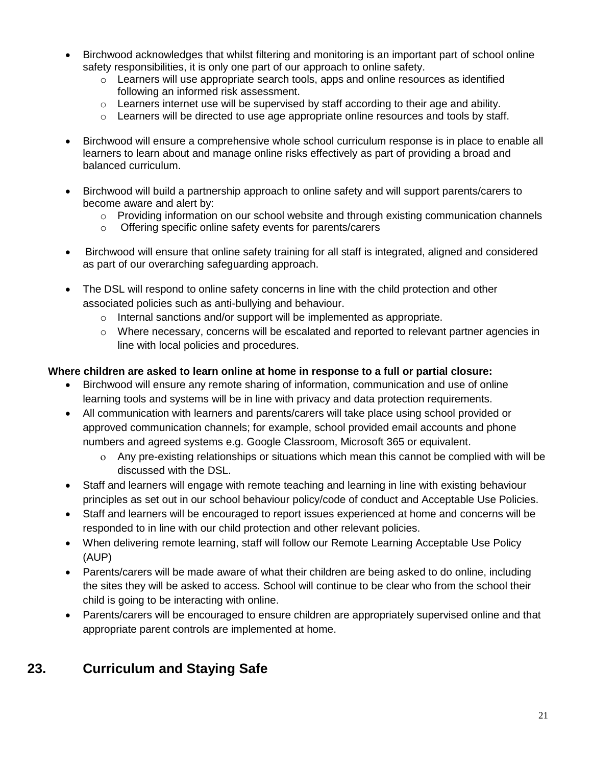- Birchwood acknowledges that whilst filtering and monitoring is an important part of school online safety responsibilities, it is only one part of our approach to online safety.
  - Learners will use appropriate search tools, apps and online resources as identified following an informed risk assessment.
  - Learners internet use will be supervised by staff according to their age and ability.
  - Learners will be directed to use age appropriate online resources and tools by staff.

- Birchwood will ensure a comprehensive whole school curriculum response is in place to enable all learners to learn about and manage online risks effectively as part of providing a broad and balanced curriculum.

- Birchwood will build a partnership approach to online safety and will support parents/carers to become aware and alert by:
  - Providing information on our school website and through existing communication channels
  - Offering specific online safety events for parents/carers

- Birchwood will ensure that online safety training for all staff is integrated, aligned and considered as part of our overarching safeguarding approach.

- The DSL will respond to online safety concerns in line with the child protection and other associated policies such as anti-bullying and behaviour.
  - Internal sanctions and/or support will be implemented as appropriate.
  - Where necessary, concerns will be escalated and reported to relevant partner agencies in line with local policies and procedures.

**Where children are asked to learn online at home in response to a full or partial closure:**

- Birchwood will ensure any remote sharing of information, communication and use of online learning tools and systems will be in line with privacy and data protection requirements.
- All communication with learners and parents/carers will take place using school provided or approved communication channels; for example, school provided email accounts and phone numbers and agreed systems e.g. Google Classroom, Microsoft 365 or equivalent.
  - Any pre-existing relationships or situations which mean this cannot be complied with will be discussed with the DSL.
- Staff and learners will engage with remote teaching and learning in line with existing behaviour principles as set out in our school behaviour policy/code of conduct and Acceptable Use Policies.
- Staff and learners will be encouraged to report issues experienced at home and concerns will be responded to in line with our child protection and other relevant policies.
- When delivering remote learning, staff will follow our Remote Learning Acceptable Use Policy (AUP)
- Parents/carers will be made aware of what their children are being asked to do online, including the sites they will be asked to access. School will continue to be clear who from the school their child is going to be interacting with online.
- Parents/carers will be encouraged to ensure children are appropriately supervised online and that appropriate parent controls are implemented at home.

## 23. Curriculum and Staying Safe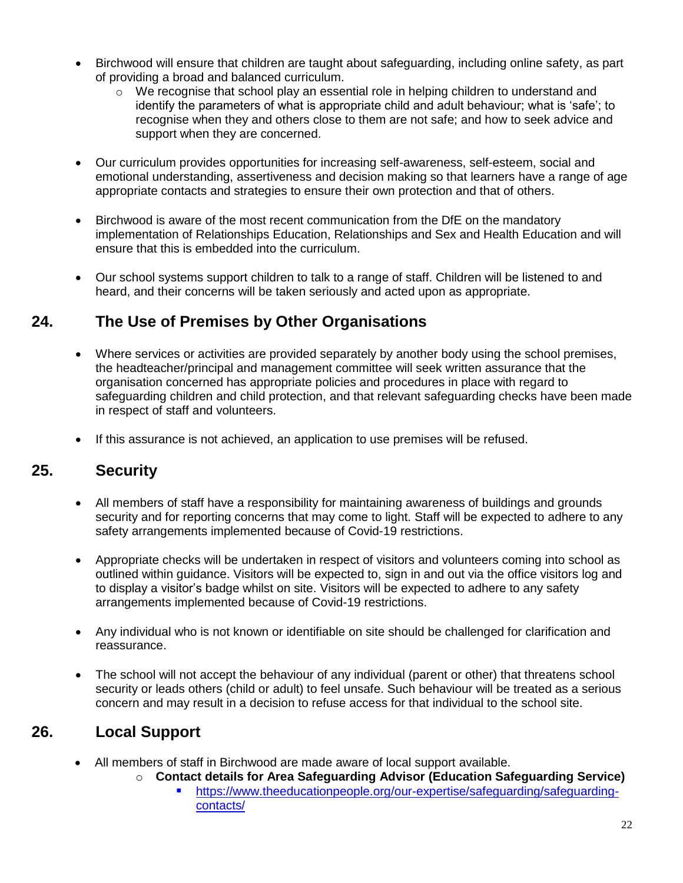- Birchwood will ensure that children are taught about safeguarding, including online safety, as part of providing a broad and balanced curriculum.
    - We recognise that school play an essential role in helping children to understand and identify the parameters of what is appropriate child and adult behaviour; what is 'safe'; to recognise when they and others close to them are not safe; and how to seek advice and support when they are concerned.

- Our curriculum provides opportunities for increasing self-awareness, self-esteem, social and emotional understanding, assertiveness and decision making so that learners have a range of age appropriate contacts and strategies to ensure their own protection and that of others.

- Birchwood is aware of the most recent communication from the DfE on the mandatory implementation of Relationships Education, Relationships and Sex and Health Education and will ensure that this is embedded into the curriculum.

- Our school systems support children to talk to a range of staff. Children will be listened to and heard, and their concerns will be taken seriously and acted upon as appropriate.

## 24. The Use of Premises by Other Organisations

- Where services or activities are provided separately by another body using the school premises, the headteacher/principal and management committee will seek written assurance that the organisation concerned has appropriate policies and procedures in place with regard to safeguarding children and child protection, and that relevant safeguarding checks have been made in respect of staff and volunteers.

- If this assurance is not achieved, an application to use premises will be refused.

## 25. Security

- All members of staff have a responsibility for maintaining awareness of buildings and grounds security and for reporting concerns that may come to light. Staff will be expected to adhere to any safety arrangements implemented because of Covid-19 restrictions.

- Appropriate checks will be undertaken in respect of visitors and volunteers coming into school as outlined within guidance. Visitors will be expected to, sign in and out via the office visitors log and to display a visitor's badge whilst on site. Visitors will be expected to adhere to any safety arrangements implemented because of Covid-19 restrictions.

- Any individual who is not known or identifiable on site should be challenged for clarification and reassurance.

- The school will not accept the behaviour of any individual (parent or other) that threatens school security or leads others (child or adult) to feel unsafe. Such behaviour will be treated as a serious concern and may result in a decision to refuse access for that individual to the school site.

## 26. Local Support

- All members of staff in Birchwood are made aware of local support available.
    - **Contact details for Area Safeguarding Advisor (Education Safeguarding Service)**
        - https://www.theeducationpeople.org/our-expertise/safeguarding/safeguarding-contacts/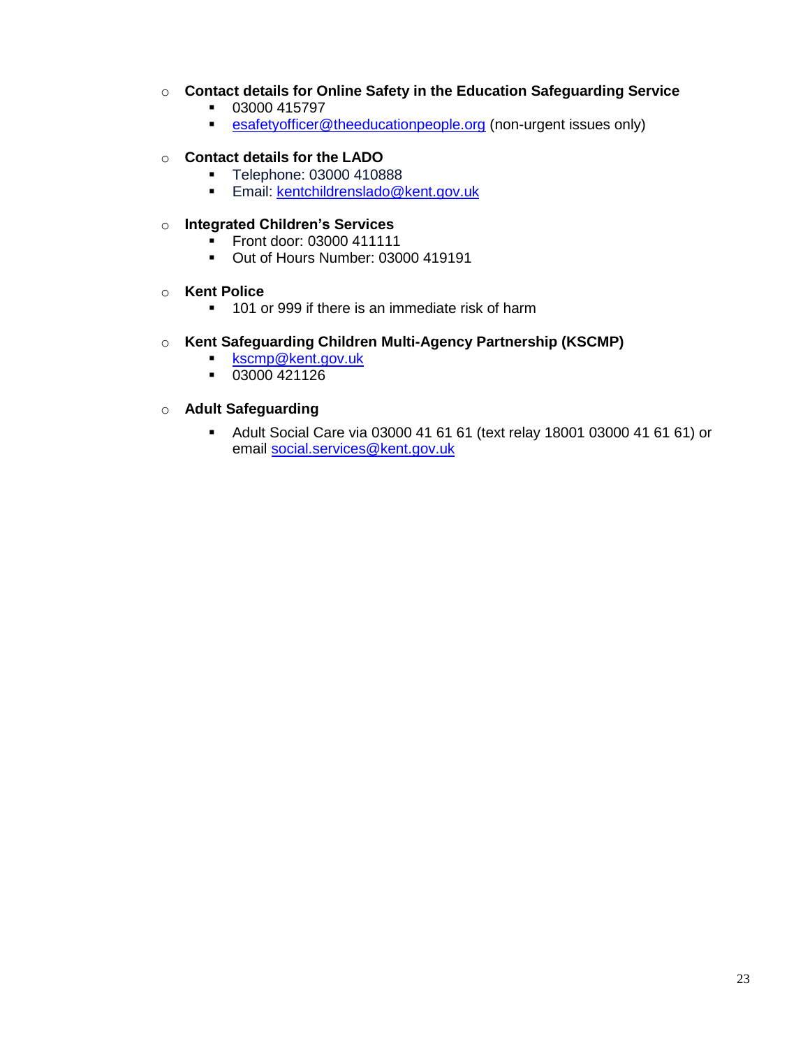- **Contact details for Online Safety in the Education Safeguarding Service**
  - 03000 415797
  - esafetyofficer@theeducationpeople.org (non-urgent issues only)

- **Contact details for the LADO**
  - Telephone: 03000 410888
  - Email: kentchildrenslado@kent.gov.uk

- **Integrated Children's Services**
  - Front door: 03000 411111
  - Out of Hours Number: 03000 419191

- **Kent Police**
  - 101 or 999 if there is an immediate risk of harm

- **Kent Safeguarding Children Multi-Agency Partnership (KSCMP)**
  - kscmp@kent.gov.uk
  - 03000 421126

- **Adult Safeguarding**
  - Adult Social Care via 03000 41 61 61 (text relay 18001 03000 41 61 61) or email social.services@kent.gov.uk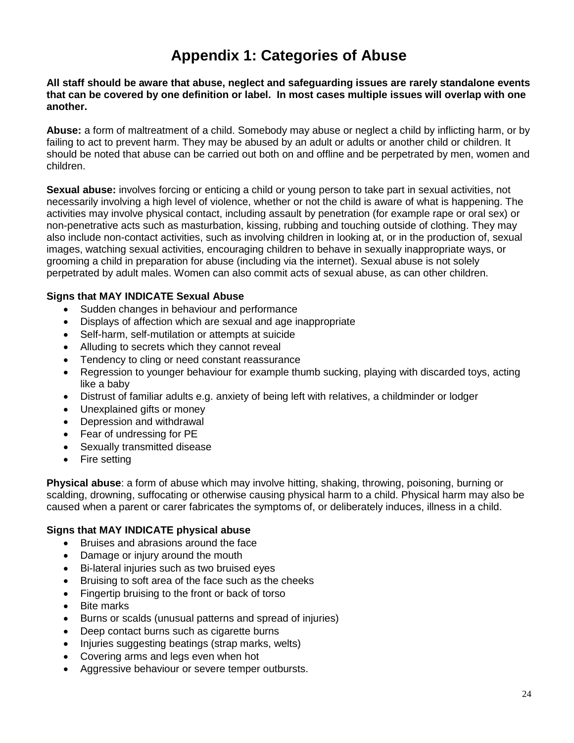# Appendix 1: Categories of Abuse

**All staff should be aware that abuse, neglect and safeguarding issues are rarely standalone events that can be covered by one definition or label. In most cases multiple issues will overlap with one another.**

**Abuse:** a form of maltreatment of a child. Somebody may abuse or neglect a child by inflicting harm, or by failing to act to prevent harm. They may be abused by an adult or adults or another child or children. It should be noted that abuse can be carried out both on and offline and be perpetrated by men, women and children.

**Sexual abuse:** involves forcing or enticing a child or young person to take part in sexual activities, not necessarily involving a high level of violence, whether or not the child is aware of what is happening. The activities may involve physical contact, including assault by penetration (for example rape or oral sex) or non-penetrative acts such as masturbation, kissing, rubbing and touching outside of clothing. They may also include non-contact activities, such as involving children in looking at, or in the production of, sexual images, watching sexual activities, encouraging children to behave in sexually inappropriate ways, or grooming a child in preparation for abuse (including via the internet). Sexual abuse is not solely perpetrated by adult males. Women can also commit acts of sexual abuse, as can other children.

**Signs that MAY INDICATE Sexual Abuse**

- Sudden changes in behaviour and performance
- Displays of affection which are sexual and age inappropriate
- Self-harm, self-mutilation or attempts at suicide
- Alluding to secrets which they cannot reveal
- Tendency to cling or need constant reassurance
- Regression to younger behaviour for example thumb sucking, playing with discarded toys, acting like a baby
- Distrust of familiar adults e.g. anxiety of being left with relatives, a childminder or lodger
- Unexplained gifts or money
- Depression and withdrawal
- Fear of undressing for PE
- Sexually transmitted disease
- Fire setting

**Physical abuse**: a form of abuse which may involve hitting, shaking, throwing, poisoning, burning or scalding, drowning, suffocating or otherwise causing physical harm to a child. Physical harm may also be caused when a parent or carer fabricates the symptoms of, or deliberately induces, illness in a child.

**Signs that MAY INDICATE physical abuse**

- Bruises and abrasions around the face
- Damage or injury around the mouth
- Bi-lateral injuries such as two bruised eyes
- Bruising to soft area of the face such as the cheeks
- Fingertip bruising to the front or back of torso
- Bite marks
- Burns or scalds (unusual patterns and spread of injuries)
- Deep contact burns such as cigarette burns
- Injuries suggesting beatings (strap marks, welts)
- Covering arms and legs even when hot
- Aggressive behaviour or severe temper outbursts.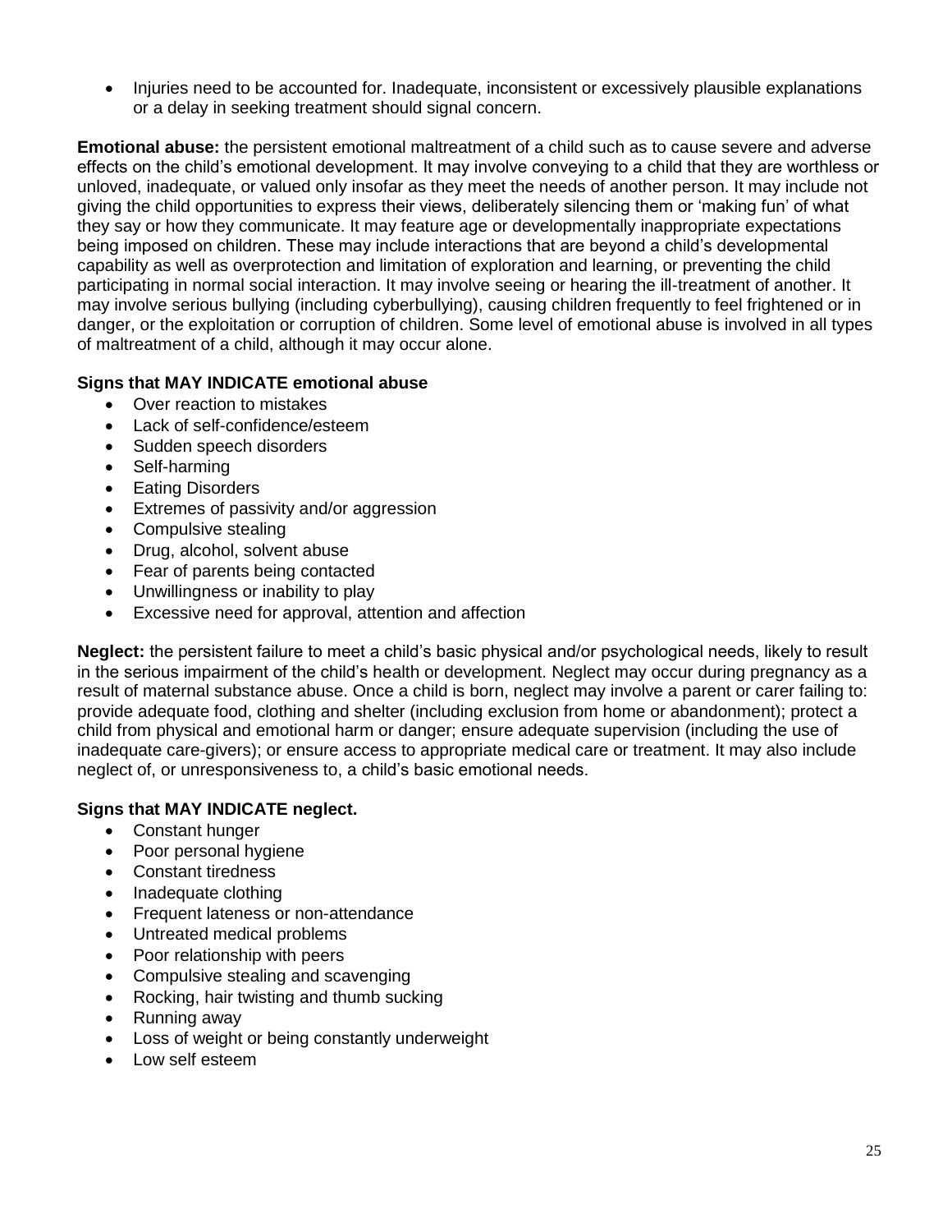- Injuries need to be accounted for. Inadequate, inconsistent or excessively plausible explanations or a delay in seeking treatment should signal concern.

**Emotional abuse:** the persistent emotional maltreatment of a child such as to cause severe and adverse effects on the child's emotional development. It may involve conveying to a child that they are worthless or unloved, inadequate, or valued only insofar as they meet the needs of another person. It may include not giving the child opportunities to express their views, deliberately silencing them or 'making fun' of what they say or how they communicate. It may feature age or developmentally inappropriate expectations being imposed on children. These may include interactions that are beyond a child's developmental capability as well as overprotection and limitation of exploration and learning, or preventing the child participating in normal social interaction. It may involve seeing or hearing the ill-treatment of another. It may involve serious bullying (including cyberbullying), causing children frequently to feel frightened or in danger, or the exploitation or corruption of children. Some level of emotional abuse is involved in all types of maltreatment of a child, although it may occur alone.

**Signs that MAY INDICATE emotional abuse**

- Over reaction to mistakes
- Lack of self-confidence/esteem
- Sudden speech disorders
- Self-harming
- Eating Disorders
- Extremes of passivity and/or aggression
- Compulsive stealing
- Drug, alcohol, solvent abuse
- Fear of parents being contacted
- Unwillingness or inability to play
- Excessive need for approval, attention and affection

**Neglect:** the persistent failure to meet a child's basic physical and/or psychological needs, likely to result in the serious impairment of the child's health or development. Neglect may occur during pregnancy as a result of maternal substance abuse. Once a child is born, neglect may involve a parent or carer failing to: provide adequate food, clothing and shelter (including exclusion from home or abandonment); protect a child from physical and emotional harm or danger; ensure adequate supervision (including the use of inadequate care-givers); or ensure access to appropriate medical care or treatment. It may also include neglect of, or unresponsiveness to, a child's basic emotional needs.

**Signs that MAY INDICATE neglect.**

- Constant hunger
- Poor personal hygiene
- Constant tiredness
- Inadequate clothing
- Frequent lateness or non-attendance
- Untreated medical problems
- Poor relationship with peers
- Compulsive stealing and scavenging
- Rocking, hair twisting and thumb sucking
- Running away
- Loss of weight or being constantly underweight
- Low self esteem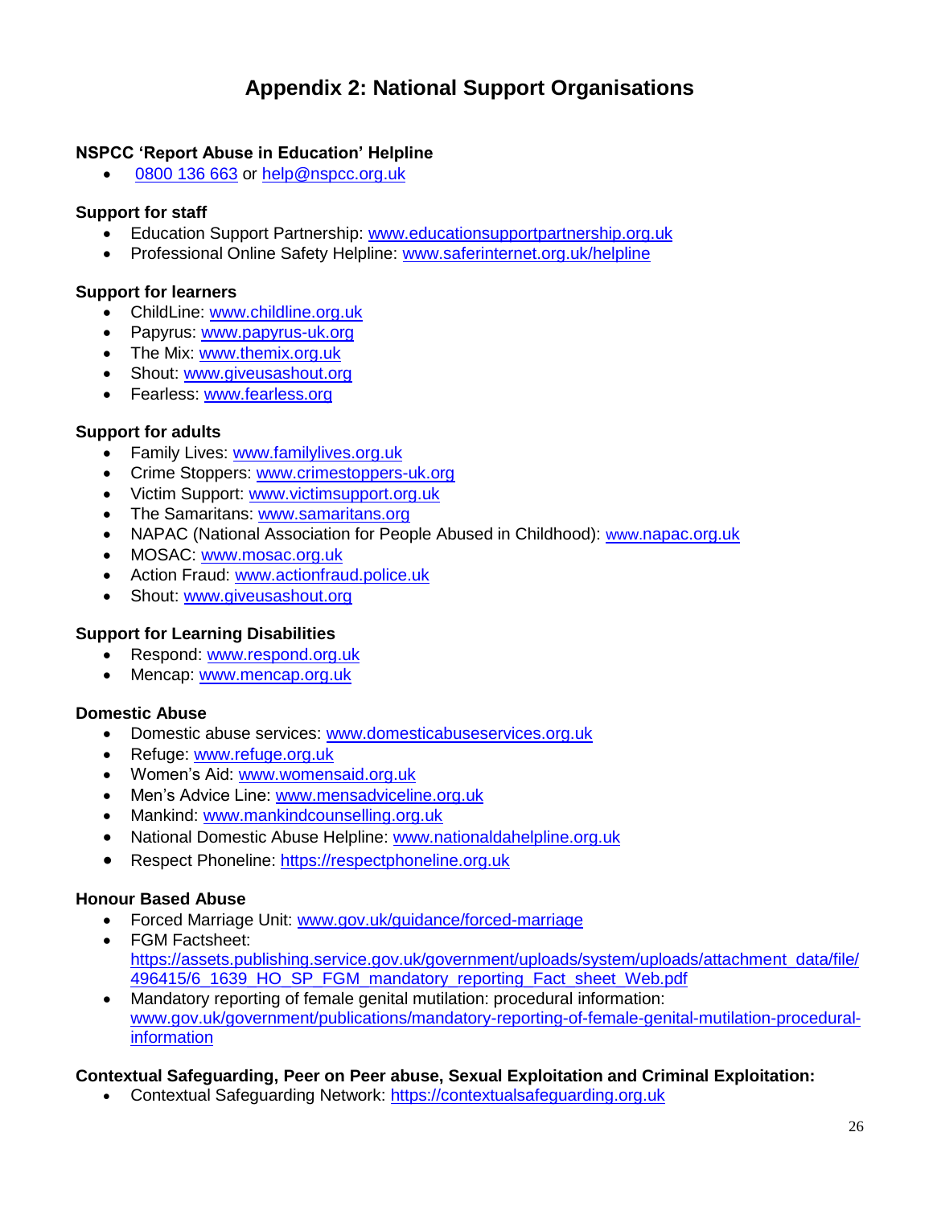# Appendix 2: National Support Organisations

**NSPCC 'Report Abuse in Education' Helpline**

- 0800 136 663 or help@nspcc.org.uk

**Support for staff**

- Education Support Partnership: www.educationsupportpartnership.org.uk
- Professional Online Safety Helpline: www.saferinternet.org.uk/helpline

**Support for learners**

- ChildLine: www.childline.org.uk
- Papyrus: www.papyrus-uk.org
- The Mix: www.themix.org.uk
- Shout: www.giveusashout.org
- Fearless: www.fearless.org

**Support for adults**

- Family Lives: www.familylives.org.uk
- Crime Stoppers: www.crimestoppers-uk.org
- Victim Support: www.victimsupport.org.uk
- The Samaritans: www.samaritans.org
- NAPAC (National Association for People Abused in Childhood): www.napac.org.uk
- MOSAC: www.mosac.org.uk
- Action Fraud: www.actionfraud.police.uk
- Shout: www.giveusashout.org

**Support for Learning Disabilities**

- Respond: www.respond.org.uk
- Mencap: www.mencap.org.uk

**Domestic Abuse**

- Domestic abuse services: www.domesticabuseservices.org.uk
- Refuge: www.refuge.org.uk
- Women's Aid: www.womensaid.org.uk
- Men's Advice Line: www.mensadviceline.org.uk
- Mankind: www.mankindcounselling.org.uk
- National Domestic Abuse Helpline: www.nationaldahelpline.org.uk
- Respect Phoneline: https://respectphoneline.org.uk

**Honour Based Abuse**

- Forced Marriage Unit: www.gov.uk/guidance/forced-marriage
- FGM Factsheet: https://assets.publishing.service.gov.uk/government/uploads/system/uploads/attachment_data/file/496415/6_1639_HO_SP_FGM_mandatory_reporting_Fact_sheet_Web.pdf
- Mandatory reporting of female genital mutilation: procedural information: www.gov.uk/government/publications/mandatory-reporting-of-female-genital-mutilation-procedural-information

**Contextual Safeguarding, Peer on Peer abuse, Sexual Exploitation and Criminal Exploitation:**

- Contextual Safeguarding Network: https://contextualsafeguarding.org.uk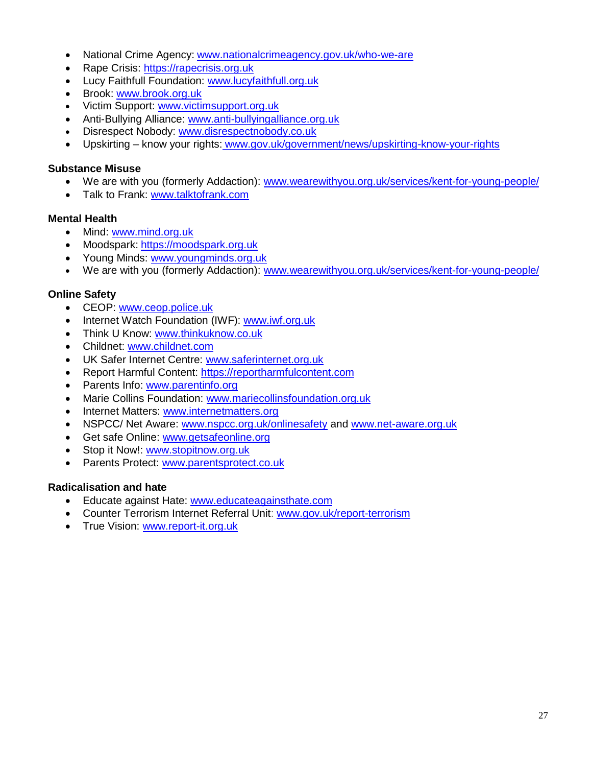- National Crime Agency: www.nationalcrimeagency.gov.uk/who-we-are
- Rape Crisis: https://rapecrisis.org.uk
- Lucy Faithfull Foundation: www.lucyfaithfull.org.uk
- Brook: www.brook.org.uk
- Victim Support: www.victimsupport.org.uk
- Anti-Bullying Alliance: www.anti-bullyingalliance.org.uk
- Disrespect Nobody: www.disrespectnobody.co.uk
- Upskirting – know your rights: www.gov.uk/government/news/upskirting-know-your-rights

**Substance Misuse**

- We are with you (formerly Addaction): www.wearewithyou.org.uk/services/kent-for-young-people/
- Talk to Frank: www.talktofrank.com

**Mental Health**

- Mind: www.mind.org.uk
- Moodspark: https://moodspark.org.uk
- Young Minds: www.youngminds.org.uk
- We are with you (formerly Addaction): www.wearewithyou.org.uk/services/kent-for-young-people/

**Online Safety**

- CEOP: www.ceop.police.uk
- Internet Watch Foundation (IWF): www.iwf.org.uk
- Think U Know: www.thinkuknow.co.uk
- Childnet: www.childnet.com
- UK Safer Internet Centre: www.saferinternet.org.uk
- Report Harmful Content: https://reportharmfulcontent.com
- Parents Info: www.parentinfo.org
- Marie Collins Foundation: www.mariecollinsfoundation.org.uk
- Internet Matters: www.internetmatters.org
- NSPCC/ Net Aware: www.nspcc.org.uk/onlinesafety and www.net-aware.org.uk
- Get safe Online: www.getsafeonline.org
- Stop it Now!: www.stopitnow.org.uk
- Parents Protect: www.parentsprotect.co.uk

**Radicalisation and hate**

- Educate against Hate: www.educateagainsthate.com
- Counter Terrorism Internet Referral Unit: www.gov.uk/report-terrorism
- True Vision: www.report-it.org.uk